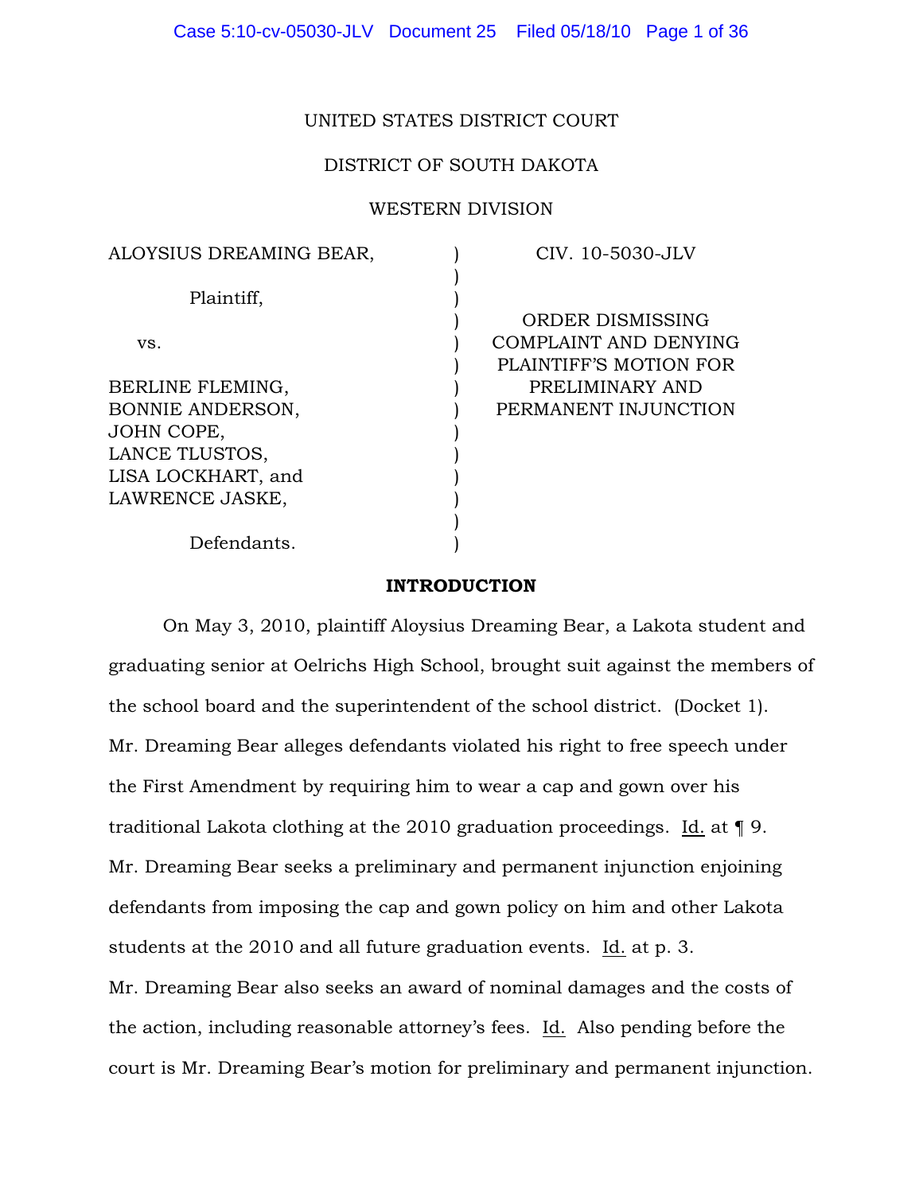UNITED STATES DISTRICT COURT

DISTRICT OF SOUTH DAKOTA

WESTERN DIVISION

| | | |
|---|---|---|
| ALOYSIUS DREAMING BEAR, Plaintiff, vs. BERLINE FLEMING, BONNIE ANDERSON, JOHN COPE, LANCE TLUSTOS, LISA LOCKHART, and LAWRENCE JASKE, Defendants. | ) | CIV. 10-5030-JLV ORDER DISMISSING COMPLAINT AND DENYING PLAINTIFF'S MOTION FOR PRELIMINARY AND PERMANENT INJUNCTION |

**INTRODUCTION**

On May 3, 2010, plaintiff Aloysius Dreaming Bear, a Lakota student and graduating senior at Oelrichs High School, brought suit against the members of the school board and the superintendent of the school district. (Docket 1). Mr. Dreaming Bear alleges defendants violated his right to free speech under the First Amendment by requiring him to wear a cap and gown over his traditional Lakota clothing at the 2010 graduation proceedings. Id. at ¶ 9. Mr. Dreaming Bear seeks a preliminary and permanent injunction enjoining defendants from imposing the cap and gown policy on him and other Lakota students at the 2010 and all future graduation events. Id. at p. 3. Mr. Dreaming Bear also seeks an award of nominal damages and the costs of the action, including reasonable attorney's fees. Id. Also pending before the court is Mr. Dreaming Bear's motion for preliminary and permanent injunction.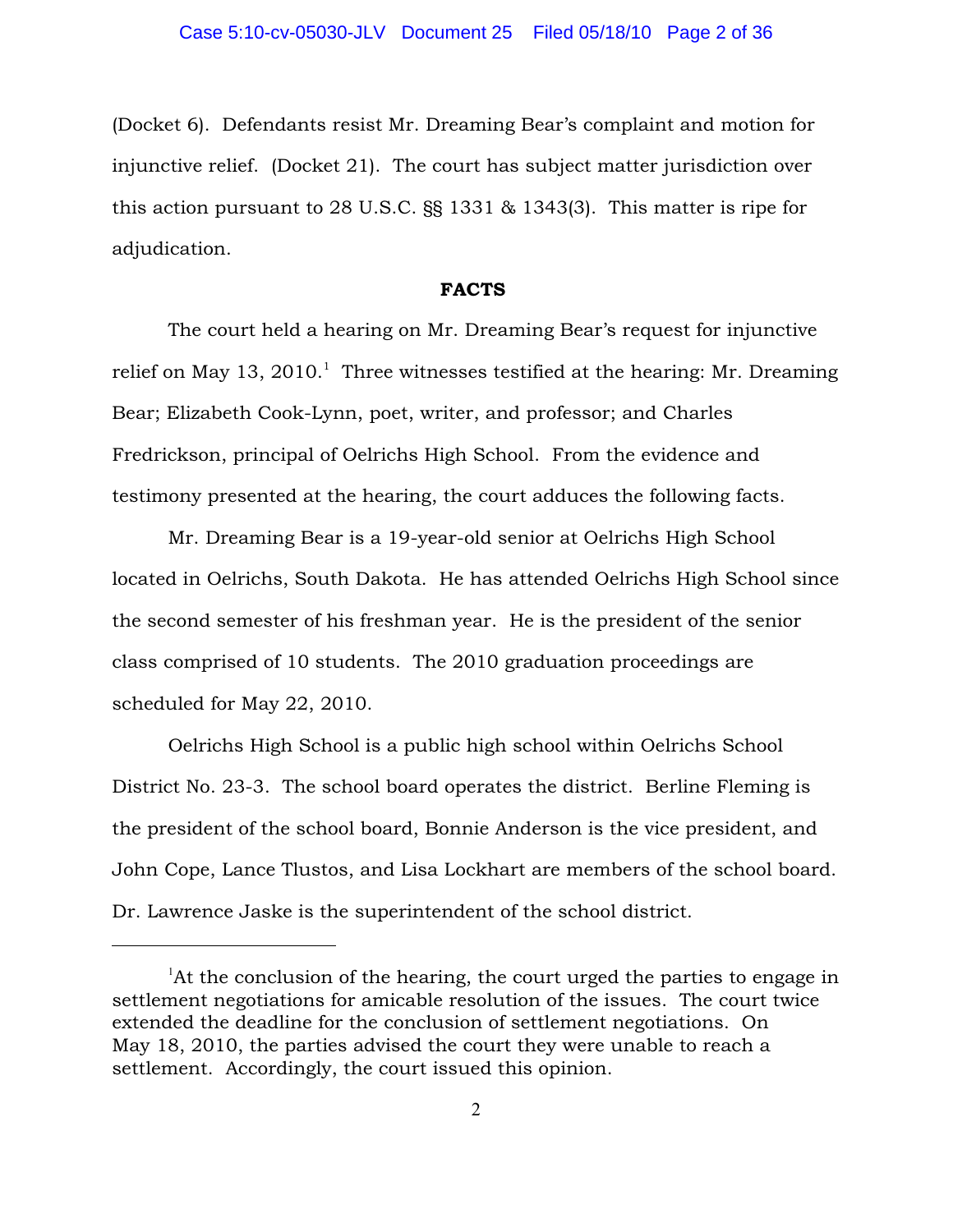(Docket 6). Defendants resist Mr. Dreaming Bear's complaint and motion for injunctive relief. (Docket 21). The court has subject matter jurisdiction over this action pursuant to 28 U.S.C. §§ 1331 & 1343(3). This matter is ripe for adjudication.

**FACTS**

The court held a hearing on Mr. Dreaming Bear's request for injunctive relief on May 13, 2010.[1] Three witnesses testified at the hearing: Mr. Dreaming Bear; Elizabeth Cook-Lynn, poet, writer, and professor; and Charles Fredrickson, principal of Oelrichs High School. From the evidence and testimony presented at the hearing, the court adduces the following facts.

Mr. Dreaming Bear is a 19-year-old senior at Oelrichs High School located in Oelrichs, South Dakota. He has attended Oelrichs High School since the second semester of his freshman year. He is the president of the senior class comprised of 10 students. The 2010 graduation proceedings are scheduled for May 22, 2010.

Oelrichs High School is a public high school within Oelrichs School District No. 23-3. The school board operates the district. Berline Fleming is the president of the school board, Bonnie Anderson is the vice president, and John Cope, Lance Tlustos, and Lisa Lockhart are members of the school board. Dr. Lawrence Jaske is the superintendent of the school district.

---

[1] At the conclusion of the hearing, the court urged the parties to engage in settlement negotiations for amicable resolution of the issues. The court twice extended the deadline for the conclusion of settlement negotiations. On May 18, 2010, the parties advised the court they were unable to reach a settlement. Accordingly, the court issued this opinion.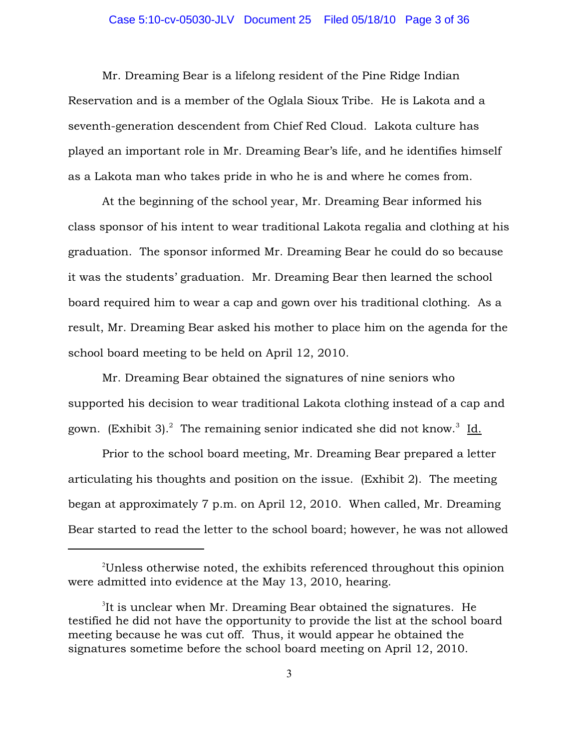Mr. Dreaming Bear is a lifelong resident of the Pine Ridge Indian Reservation and is a member of the Oglala Sioux Tribe. He is Lakota and a seventh-generation descendent from Chief Red Cloud. Lakota culture has played an important role in Mr. Dreaming Bear's life, and he identifies himself as a Lakota man who takes pride in who he is and where he comes from.

At the beginning of the school year, Mr. Dreaming Bear informed his class sponsor of his intent to wear traditional Lakota regalia and clothing at his graduation. The sponsor informed Mr. Dreaming Bear he could do so because it was the students' graduation. Mr. Dreaming Bear then learned the school board required him to wear a cap and gown over his traditional clothing. As a result, Mr. Dreaming Bear asked his mother to place him on the agenda for the school board meeting to be held on April 12, 2010.

Mr. Dreaming Bear obtained the signatures of nine seniors who supported his decision to wear traditional Lakota clothing instead of a cap and gown. (Exhibit 3).[2] The remaining senior indicated she did not know.[3] Id.

Prior to the school board meeting, Mr. Dreaming Bear prepared a letter articulating his thoughts and position on the issue. (Exhibit 2). The meeting began at approximately 7 p.m. on April 12, 2010. When called, Mr. Dreaming Bear started to read the letter to the school board; however, he was not allowed

---

[2] Unless otherwise noted, the exhibits referenced throughout this opinion were admitted into evidence at the May 13, 2010, hearing.

[3] It is unclear when Mr. Dreaming Bear obtained the signatures. He testified he did not have the opportunity to provide the list at the school board meeting because he was cut off. Thus, it would appear he obtained the signatures sometime before the school board meeting on April 12, 2010.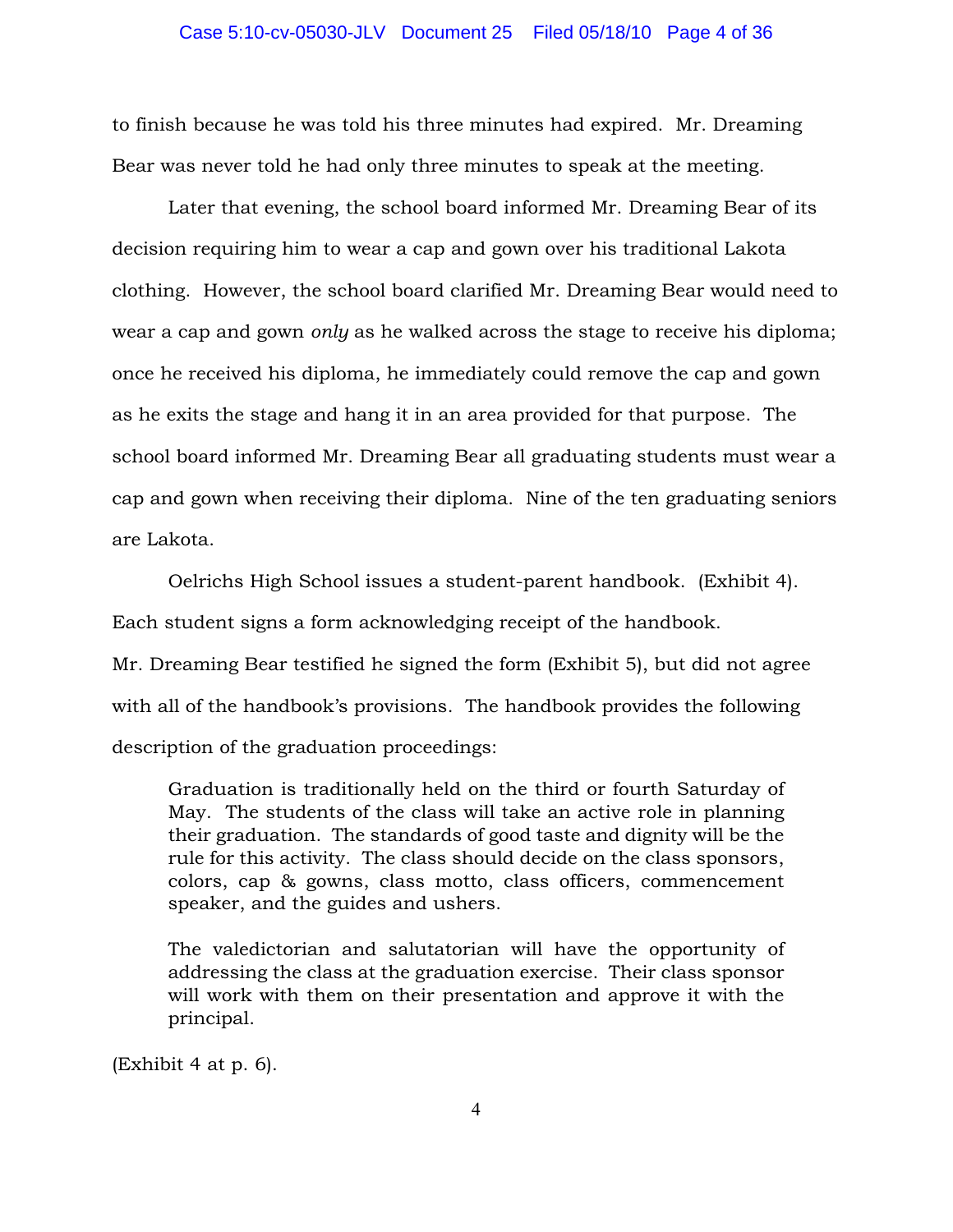to finish because he was told his three minutes had expired. Mr. Dreaming Bear was never told he had only three minutes to speak at the meeting.

Later that evening, the school board informed Mr. Dreaming Bear of its decision requiring him to wear a cap and gown over his traditional Lakota clothing. However, the school board clarified Mr. Dreaming Bear would need to wear a cap and gown *only* as he walked across the stage to receive his diploma; once he received his diploma, he immediately could remove the cap and gown as he exits the stage and hang it in an area provided for that purpose. The school board informed Mr. Dreaming Bear all graduating students must wear a cap and gown when receiving their diploma. Nine of the ten graduating seniors are Lakota.

Oelrichs High School issues a student-parent handbook. (Exhibit 4). Each student signs a form acknowledging receipt of the handbook. Mr. Dreaming Bear testified he signed the form (Exhibit 5), but did not agree with all of the handbook's provisions. The handbook provides the following description of the graduation proceedings:

> Graduation is traditionally held on the third or fourth Saturday of May. The students of the class will take an active role in planning their graduation. The standards of good taste and dignity will be the rule for this activity. The class should decide on the class sponsors, colors, cap & gowns, class motto, class officers, commencement speaker, and the guides and ushers.
>
> The valedictorian and salutatorian will have the opportunity of addressing the class at the graduation exercise. Their class sponsor will work with them on their presentation and approve it with the principal.

(Exhibit 4 at p. 6).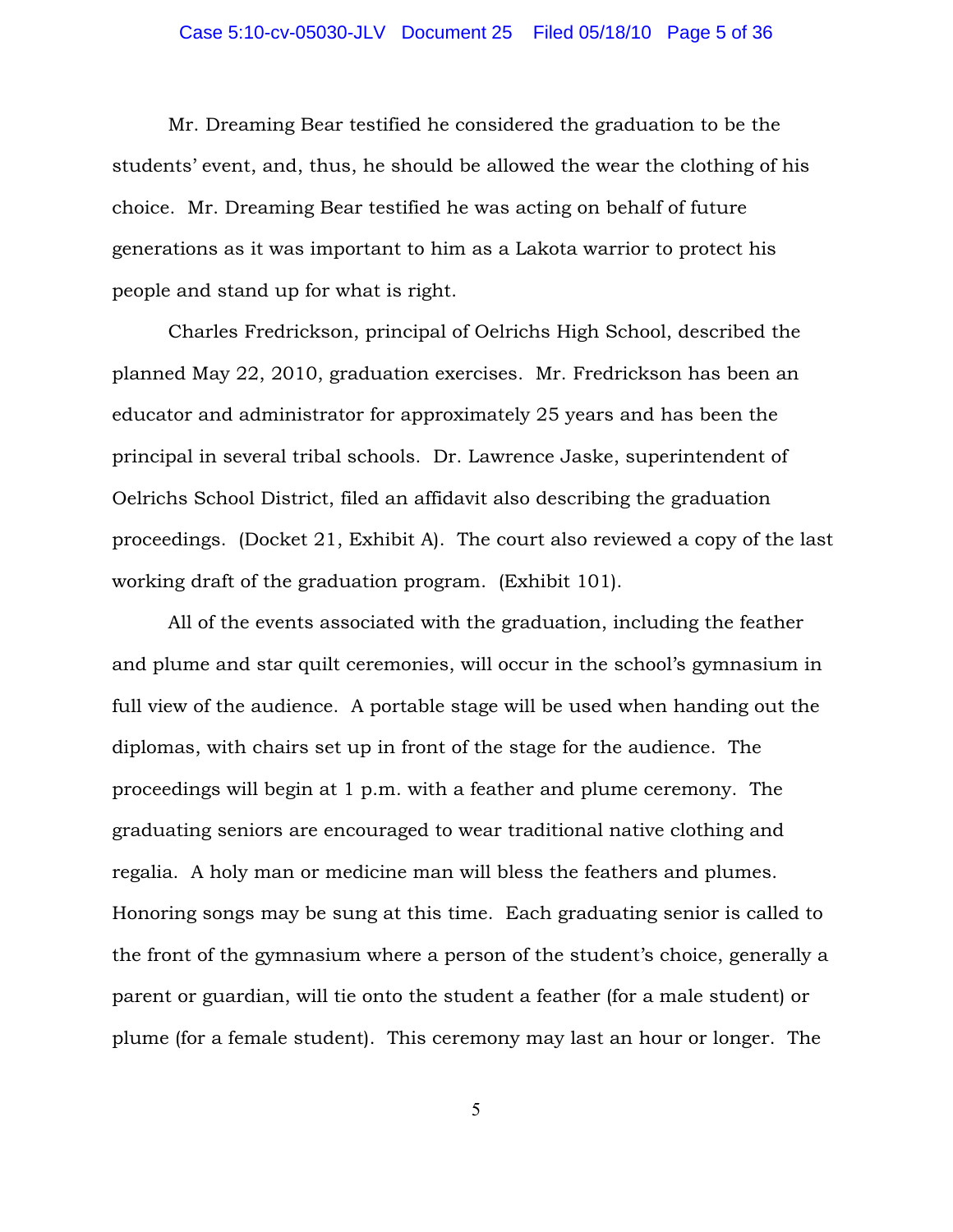Mr. Dreaming Bear testified he considered the graduation to be the students' event, and, thus, he should be allowed the wear the clothing of his choice. Mr. Dreaming Bear testified he was acting on behalf of future generations as it was important to him as a Lakota warrior to protect his people and stand up for what is right.

Charles Fredrickson, principal of Oelrichs High School, described the planned May 22, 2010, graduation exercises. Mr. Fredrickson has been an educator and administrator for approximately 25 years and has been the principal in several tribal schools. Dr. Lawrence Jaske, superintendent of Oelrichs School District, filed an affidavit also describing the graduation proceedings. (Docket 21, Exhibit A). The court also reviewed a copy of the last working draft of the graduation program. (Exhibit 101).

All of the events associated with the graduation, including the feather and plume and star quilt ceremonies, will occur in the school's gymnasium in full view of the audience. A portable stage will be used when handing out the diplomas, with chairs set up in front of the stage for the audience. The proceedings will begin at 1 p.m. with a feather and plume ceremony. The graduating seniors are encouraged to wear traditional native clothing and regalia. A holy man or medicine man will bless the feathers and plumes. Honoring songs may be sung at this time. Each graduating senior is called to the front of the gymnasium where a person of the student's choice, generally a parent or guardian, will tie onto the student a feather (for a male student) or plume (for a female student). This ceremony may last an hour or longer. The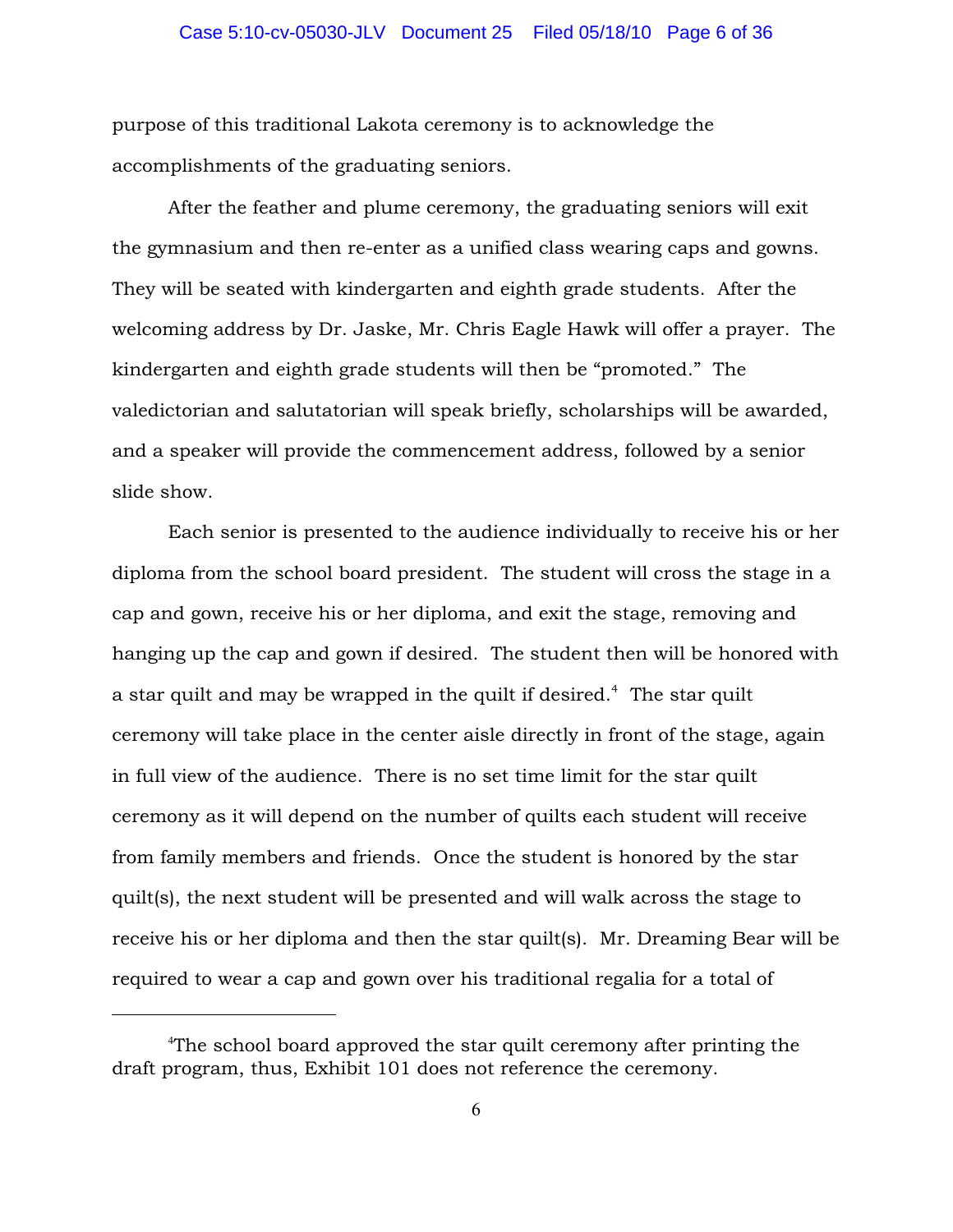purpose of this traditional Lakota ceremony is to acknowledge the accomplishments of the graduating seniors.

After the feather and plume ceremony, the graduating seniors will exit the gymnasium and then re-enter as a unified class wearing caps and gowns. They will be seated with kindergarten and eighth grade students. After the welcoming address by Dr. Jaske, Mr. Chris Eagle Hawk will offer a prayer. The kindergarten and eighth grade students will then be "promoted." The valedictorian and salutatorian will speak briefly, scholarships will be awarded, and a speaker will provide the commencement address, followed by a senior slide show.

Each senior is presented to the audience individually to receive his or her diploma from the school board president. The student will cross the stage in a cap and gown, receive his or her diploma, and exit the stage, removing and hanging up the cap and gown if desired. The student then will be honored with a star quilt and may be wrapped in the quilt if desired.[4] The star quilt ceremony will take place in the center aisle directly in front of the stage, again in full view of the audience. There is no set time limit for the star quilt ceremony as it will depend on the number of quilts each student will receive from family members and friends. Once the student is honored by the star quilt(s), the next student will be presented and will walk across the stage to receive his or her diploma and then the star quilt(s). Mr. Dreaming Bear will be required to wear a cap and gown over his traditional regalia for a total of

---

[4]The school board approved the star quilt ceremony after printing the draft program, thus, Exhibit 101 does not reference the ceremony.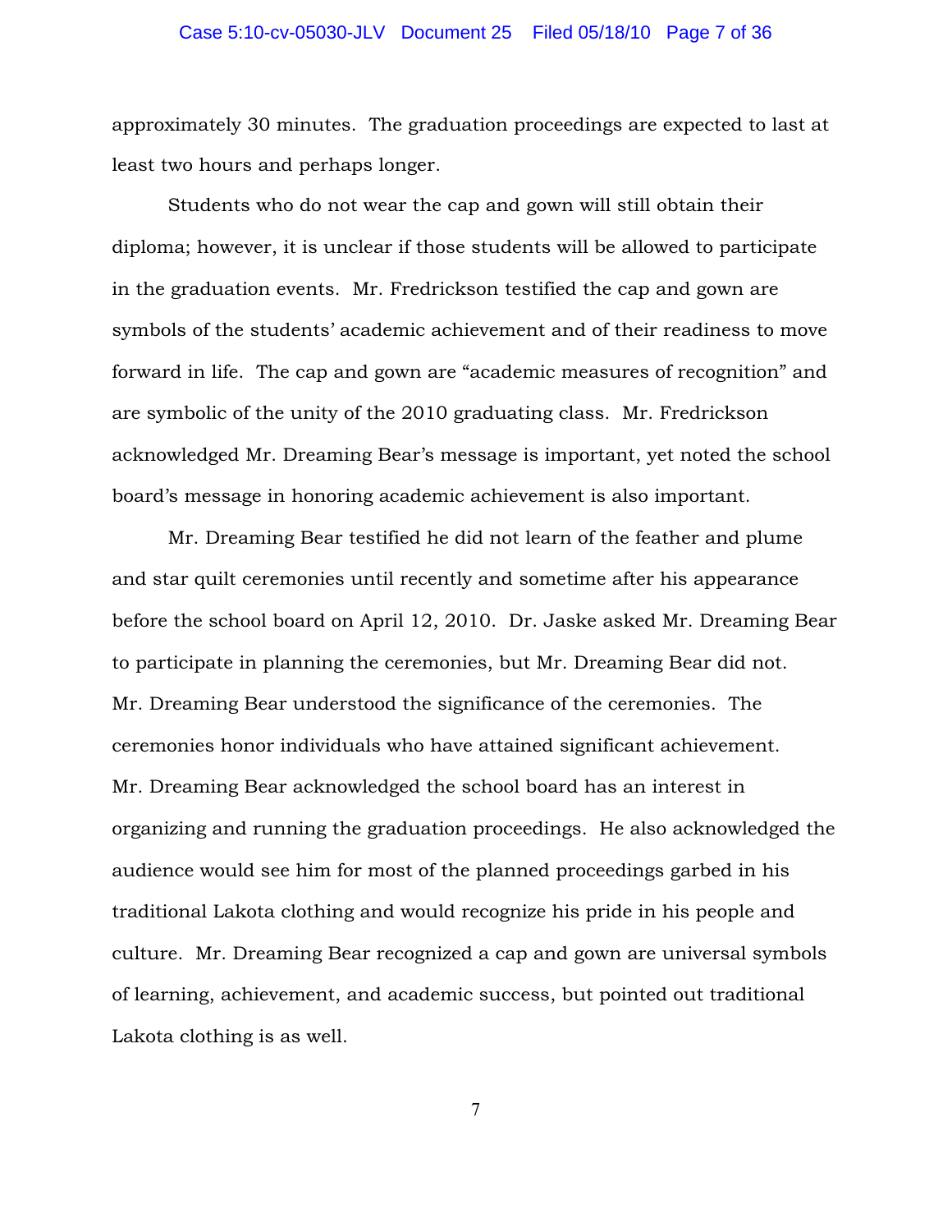approximately 30 minutes. The graduation proceedings are expected to last at least two hours and perhaps longer.

Students who do not wear the cap and gown will still obtain their diploma; however, it is unclear if those students will be allowed to participate in the graduation events. Mr. Fredrickson testified the cap and gown are symbols of the students' academic achievement and of their readiness to move forward in life. The cap and gown are "academic measures of recognition" and are symbolic of the unity of the 2010 graduating class. Mr. Fredrickson acknowledged Mr. Dreaming Bear's message is important, yet noted the school board's message in honoring academic achievement is also important.

Mr. Dreaming Bear testified he did not learn of the feather and plume and star quilt ceremonies until recently and sometime after his appearance before the school board on April 12, 2010. Dr. Jaske asked Mr. Dreaming Bear to participate in planning the ceremonies, but Mr. Dreaming Bear did not. Mr. Dreaming Bear understood the significance of the ceremonies. The ceremonies honor individuals who have attained significant achievement. Mr. Dreaming Bear acknowledged the school board has an interest in organizing and running the graduation proceedings. He also acknowledged the audience would see him for most of the planned proceedings garbed in his traditional Lakota clothing and would recognize his pride in his people and culture. Mr. Dreaming Bear recognized a cap and gown are universal symbols of learning, achievement, and academic success, but pointed out traditional Lakota clothing is as well.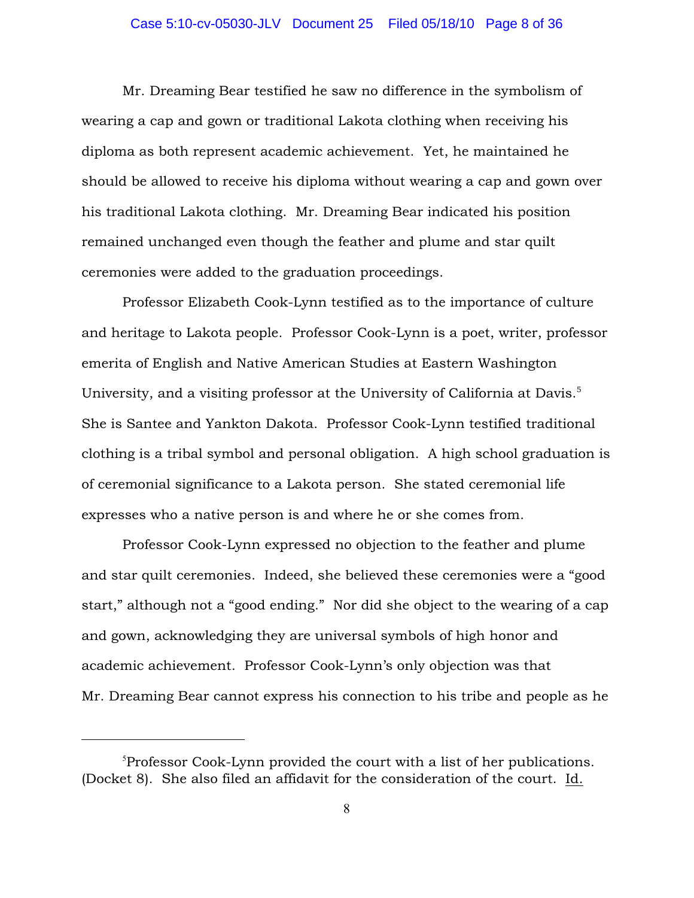Mr. Dreaming Bear testified he saw no difference in the symbolism of wearing a cap and gown or traditional Lakota clothing when receiving his diploma as both represent academic achievement. Yet, he maintained he should be allowed to receive his diploma without wearing a cap and gown over his traditional Lakota clothing. Mr. Dreaming Bear indicated his position remained unchanged even though the feather and plume and star quilt ceremonies were added to the graduation proceedings.

Professor Elizabeth Cook-Lynn testified as to the importance of culture and heritage to Lakota people. Professor Cook-Lynn is a poet, writer, professor emerita of English and Native American Studies at Eastern Washington University, and a visiting professor at the University of California at Davis.[5] She is Santee and Yankton Dakota. Professor Cook-Lynn testified traditional clothing is a tribal symbol and personal obligation. A high school graduation is of ceremonial significance to a Lakota person. She stated ceremonial life expresses who a native person is and where he or she comes from.

Professor Cook-Lynn expressed no objection to the feather and plume and star quilt ceremonies. Indeed, she believed these ceremonies were a "good start," although not a "good ending." Nor did she object to the wearing of a cap and gown, acknowledging they are universal symbols of high honor and academic achievement. Professor Cook-Lynn's only objection was that Mr. Dreaming Bear cannot express his connection to his tribe and people as he

---

[5] Professor Cook-Lynn provided the court with a list of her publications. (Docket 8). She also filed an affidavit for the consideration of the court. Id.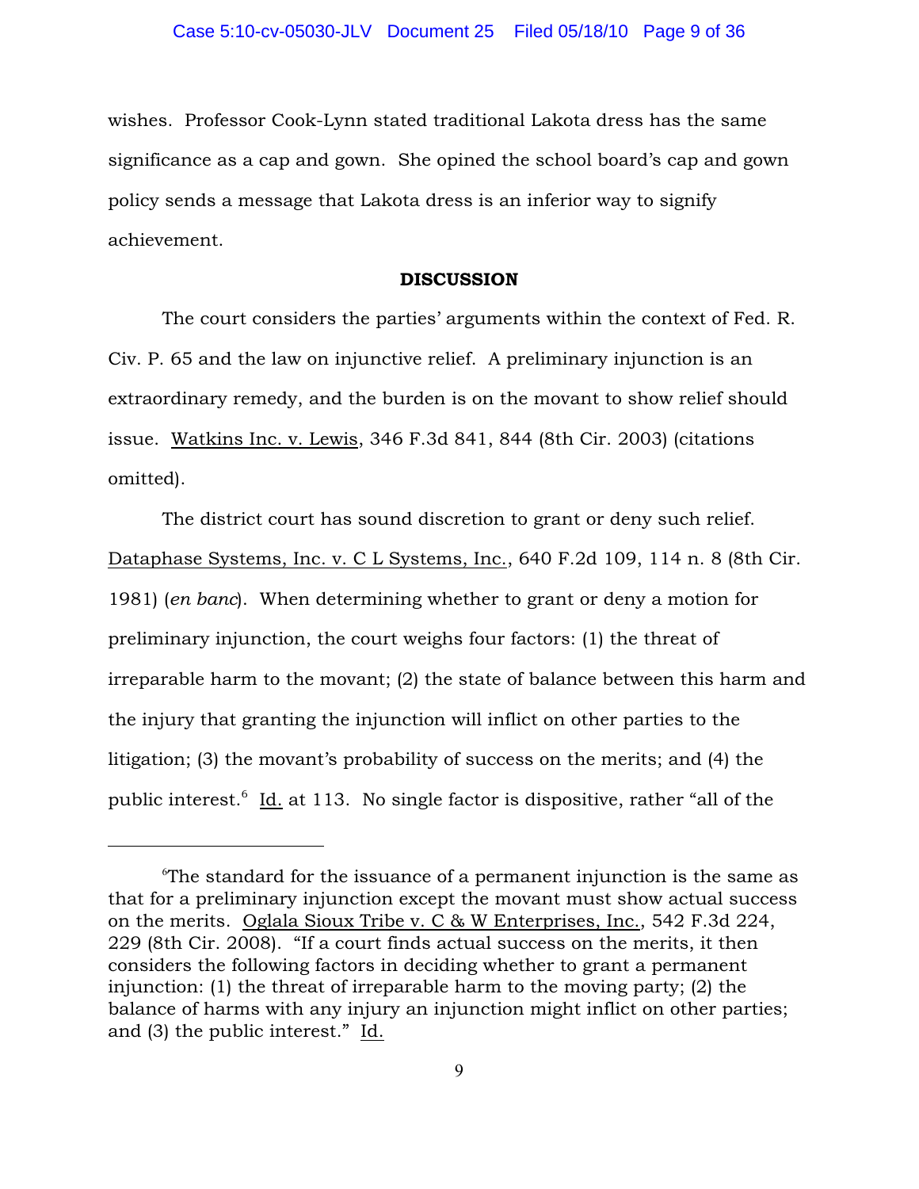wishes. Professor Cook-Lynn stated traditional Lakota dress has the same significance as a cap and gown. She opined the school board's cap and gown policy sends a message that Lakota dress is an inferior way to signify achievement.

**DISCUSSION**

The court considers the parties' arguments within the context of Fed. R. Civ. P. 65 and the law on injunctive relief. A preliminary injunction is an extraordinary remedy, and the burden is on the movant to show relief should issue. Watkins Inc. v. Lewis, 346 F.3d 841, 844 (8th Cir. 2003) (citations omitted).

The district court has sound discretion to grant or deny such relief. Dataphase Systems, Inc. v. C L Systems, Inc., 640 F.2d 109, 114 n. 8 (8th Cir. 1981) (*en banc*). When determining whether to grant or deny a motion for preliminary injunction, the court weighs four factors: (1) the threat of irreparable harm to the movant; (2) the state of balance between this harm and the injury that granting the injunction will inflict on other parties to the litigation; (3) the movant's probability of success on the merits; and (4) the public interest.[6] Id. at 113. No single factor is dispositive, rather "all of the

---

[6]The standard for the issuance of a permanent injunction is the same as that for a preliminary injunction except the movant must show actual success on the merits. Oglala Sioux Tribe v. C & W Enterprises, Inc., 542 F.3d 224, 229 (8th Cir. 2008). "If a court finds actual success on the merits, it then considers the following factors in deciding whether to grant a permanent injunction: (1) the threat of irreparable harm to the moving party; (2) the balance of harms with any injury an injunction might inflict on other parties; and (3) the public interest." Id.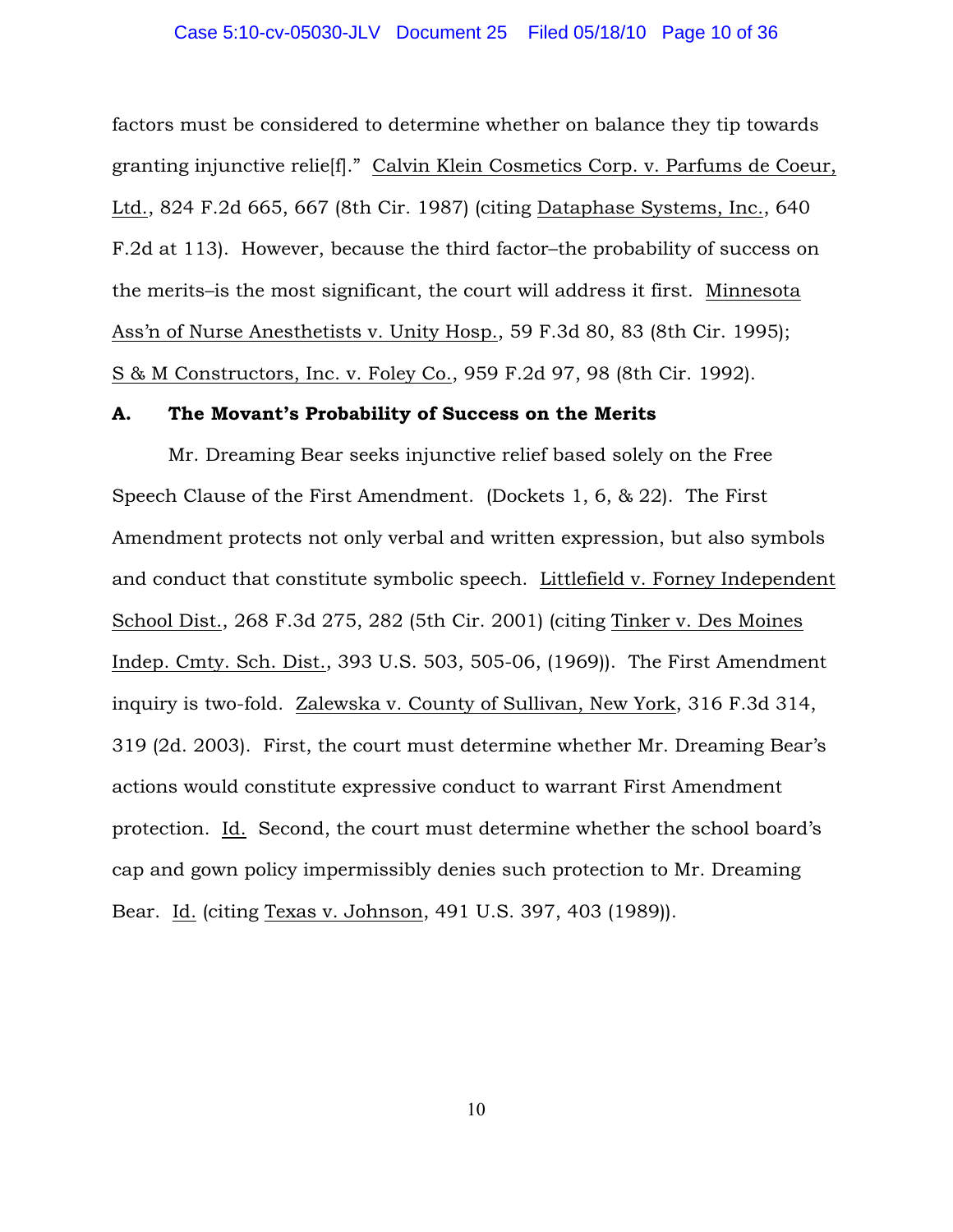factors must be considered to determine whether on balance they tip towards granting injunctive relie[f]." Calvin Klein Cosmetics Corp. v. Parfums de Coeur, Ltd., 824 F.2d 665, 667 (8th Cir. 1987) (citing Dataphase Systems, Inc., 640 F.2d at 113). However, because the third factor–the probability of success on the merits–is the most significant, the court will address it first. Minnesota Ass'n of Nurse Anesthetists v. Unity Hosp., 59 F.3d 80, 83 (8th Cir. 1995); S & M Constructors, Inc. v. Foley Co., 959 F.2d 97, 98 (8th Cir. 1992).

### A. The Movant's Probability of Success on the Merits

Mr. Dreaming Bear seeks injunctive relief based solely on the Free Speech Clause of the First Amendment. (Dockets 1, 6, & 22). The First Amendment protects not only verbal and written expression, but also symbols and conduct that constitute symbolic speech. Littlefield v. Forney Independent School Dist., 268 F.3d 275, 282 (5th Cir. 2001) (citing Tinker v. Des Moines Indep. Cmty. Sch. Dist., 393 U.S. 503, 505-06, (1969)). The First Amendment inquiry is two-fold. Zalewska v. County of Sullivan, New York, 316 F.3d 314, 319 (2d. 2003). First, the court must determine whether Mr. Dreaming Bear's actions would constitute expressive conduct to warrant First Amendment protection. Id. Second, the court must determine whether the school board's cap and gown policy impermissibly denies such protection to Mr. Dreaming Bear. Id. (citing Texas v. Johnson, 491 U.S. 397, 403 (1989)).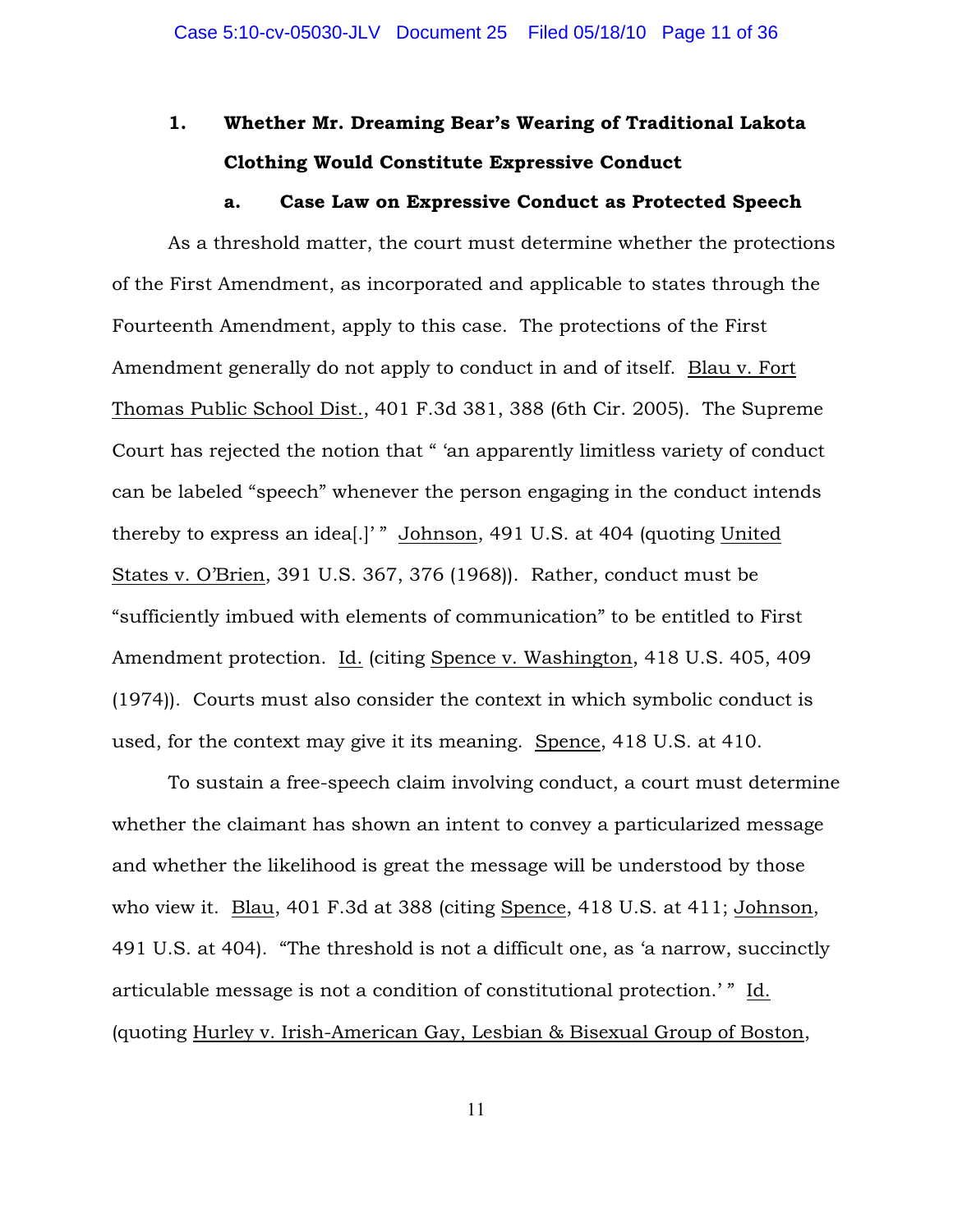### 1. Whether Mr. Dreaming Bear's Wearing of Traditional Lakota Clothing Would Constitute Expressive Conduct

#### a. Case Law on Expressive Conduct as Protected Speech

As a threshold matter, the court must determine whether the protections of the First Amendment, as incorporated and applicable to states through the Fourteenth Amendment, apply to this case. The protections of the First Amendment generally do not apply to conduct in and of itself. Blau v. Fort Thomas Public School Dist., 401 F.3d 381, 388 (6th Cir. 2005). The Supreme Court has rejected the notion that " 'an apparently limitless variety of conduct can be labeled "speech" whenever the person engaging in the conduct intends thereby to express an idea[.]' " Johnson, 491 U.S. at 404 (quoting United States v. O'Brien, 391 U.S. 367, 376 (1968)). Rather, conduct must be "sufficiently imbued with elements of communication" to be entitled to First Amendment protection. Id. (citing Spence v. Washington, 418 U.S. 405, 409 (1974)). Courts must also consider the context in which symbolic conduct is used, for the context may give it its meaning. Spence, 418 U.S. at 410.

To sustain a free-speech claim involving conduct, a court must determine whether the claimant has shown an intent to convey a particularized message and whether the likelihood is great the message will be understood by those who view it. Blau, 401 F.3d at 388 (citing Spence, 418 U.S. at 411; Johnson, 491 U.S. at 404). "The threshold is not a difficult one, as 'a narrow, succinctly articulable message is not a condition of constitutional protection.' " Id. (quoting Hurley v. Irish-American Gay, Lesbian & Bisexual Group of Boston,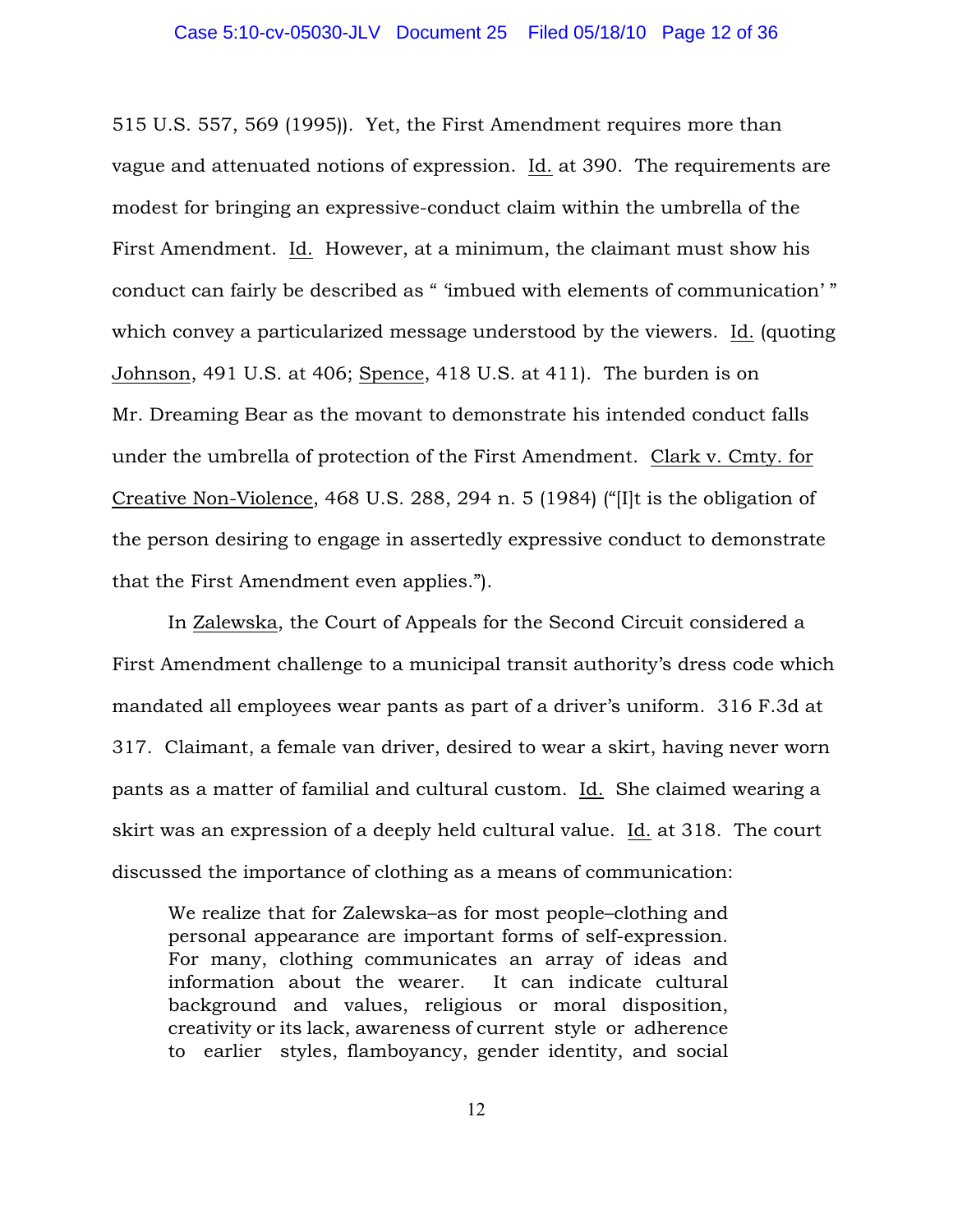515 U.S. 557, 569 (1995)). Yet, the First Amendment requires more than vague and attenuated notions of expression. Id. at 390. The requirements are modest for bringing an expressive-conduct claim within the umbrella of the First Amendment. Id. However, at a minimum, the claimant must show his conduct can fairly be described as " 'imbued with elements of communication' " which convey a particularized message understood by the viewers. Id. (quoting Johnson, 491 U.S. at 406; Spence, 418 U.S. at 411). The burden is on Mr. Dreaming Bear as the movant to demonstrate his intended conduct falls under the umbrella of protection of the First Amendment. Clark v. Cmty. for Creative Non-Violence, 468 U.S. 288, 294 n. 5 (1984) ("[I]t is the obligation of the person desiring to engage in assertedly expressive conduct to demonstrate that the First Amendment even applies.").

In Zalewska, the Court of Appeals for the Second Circuit considered a First Amendment challenge to a municipal transit authority's dress code which mandated all employees wear pants as part of a driver's uniform. 316 F.3d at 317. Claimant, a female van driver, desired to wear a skirt, having never worn pants as a matter of familial and cultural custom. Id. She claimed wearing a skirt was an expression of a deeply held cultural value. Id. at 318. The court discussed the importance of clothing as a means of communication:

> We realize that for Zalewska–as for most people–clothing and personal appearance are important forms of self-expression. For many, clothing communicates an array of ideas and information about the wearer. It can indicate cultural background and values, religious or moral disposition, creativity or its lack, awareness of current style or adherence to earlier styles, flamboyancy, gender identity, and social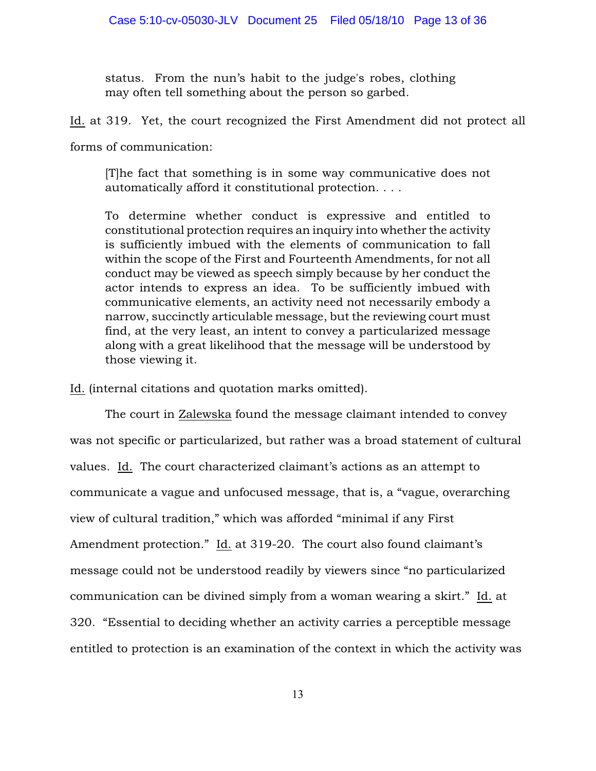> status. From the nun's habit to the judge's robes, clothing may often tell something about the person so garbed.

Id. at 319. Yet, the court recognized the First Amendment did not protect all forms of communication:

> [T]he fact that something is in some way communicative does not automatically afford it constitutional protection. . . .
>
> To determine whether conduct is expressive and entitled to constitutional protection requires an inquiry into whether the activity is sufficiently imbued with the elements of communication to fall within the scope of the First and Fourteenth Amendments, for not all conduct may be viewed as speech simply because by her conduct the actor intends to express an idea. To be sufficiently imbued with communicative elements, an activity need not necessarily embody a narrow, succinctly articulable message, but the reviewing court must find, at the very least, an intent to convey a particularized message along with a great likelihood that the message will be understood by those viewing it.

Id. (internal citations and quotation marks omitted).

The court in Zalewska found the message claimant intended to convey was not specific or particularized, but rather was a broad statement of cultural values. Id. The court characterized claimant's actions as an attempt to communicate a vague and unfocused message, that is, a "vague, overarching view of cultural tradition," which was afforded "minimal if any First Amendment protection." Id. at 319-20. The court also found claimant's message could not be understood readily by viewers since "no particularized communication can be divined simply from a woman wearing a skirt." Id. at 320. "Essential to deciding whether an activity carries a perceptible message entitled to protection is an examination of the context in which the activity was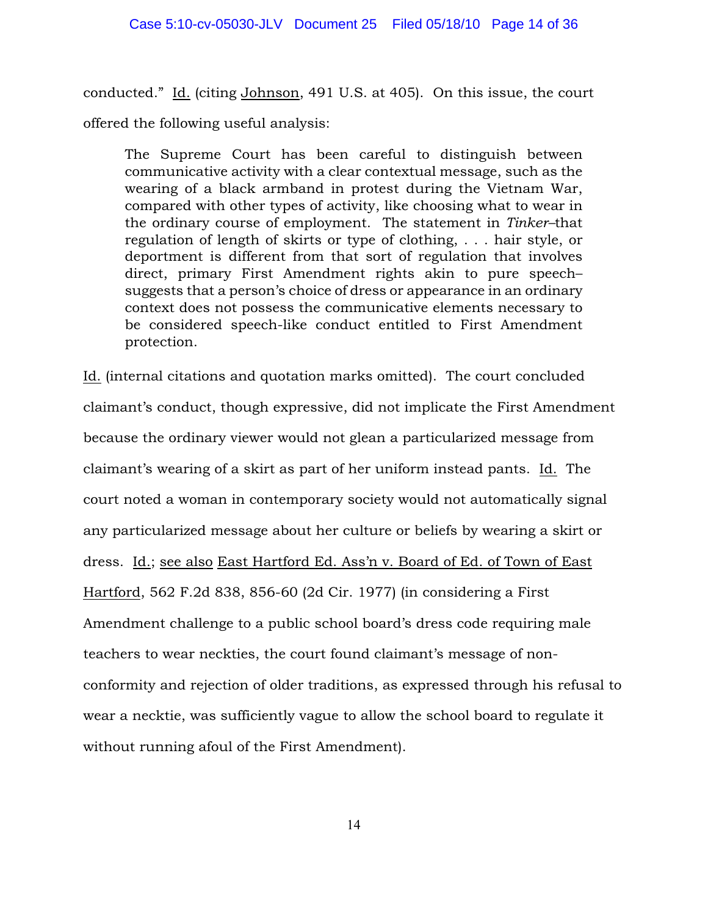conducted." Id. (citing Johnson, 491 U.S. at 405). On this issue, the court offered the following useful analysis:

> The Supreme Court has been careful to distinguish between communicative activity with a clear contextual message, such as the wearing of a black armband in protest during the Vietnam War, compared with other types of activity, like choosing what to wear in the ordinary course of employment. The statement in *Tinker*–that regulation of length of skirts or type of clothing, . . . hair style, or deportment is different from that sort of regulation that involves direct, primary First Amendment rights akin to pure speech–suggests that a person's choice of dress or appearance in an ordinary context does not possess the communicative elements necessary to be considered speech-like conduct entitled to First Amendment protection.

Id. (internal citations and quotation marks omitted). The court concluded claimant's conduct, though expressive, did not implicate the First Amendment because the ordinary viewer would not glean a particularized message from claimant's wearing of a skirt as part of her uniform instead pants. Id. The court noted a woman in contemporary society would not automatically signal any particularized message about her culture or beliefs by wearing a skirt or dress. Id.; see also East Hartford Ed. Ass'n v. Board of Ed. of Town of East Hartford, 562 F.2d 838, 856-60 (2d Cir. 1977) (in considering a First Amendment challenge to a public school board's dress code requiring male teachers to wear neckties, the court found claimant's message of non-conformity and rejection of older traditions, as expressed through his refusal to wear a necktie, was sufficiently vague to allow the school board to regulate it without running afoul of the First Amendment).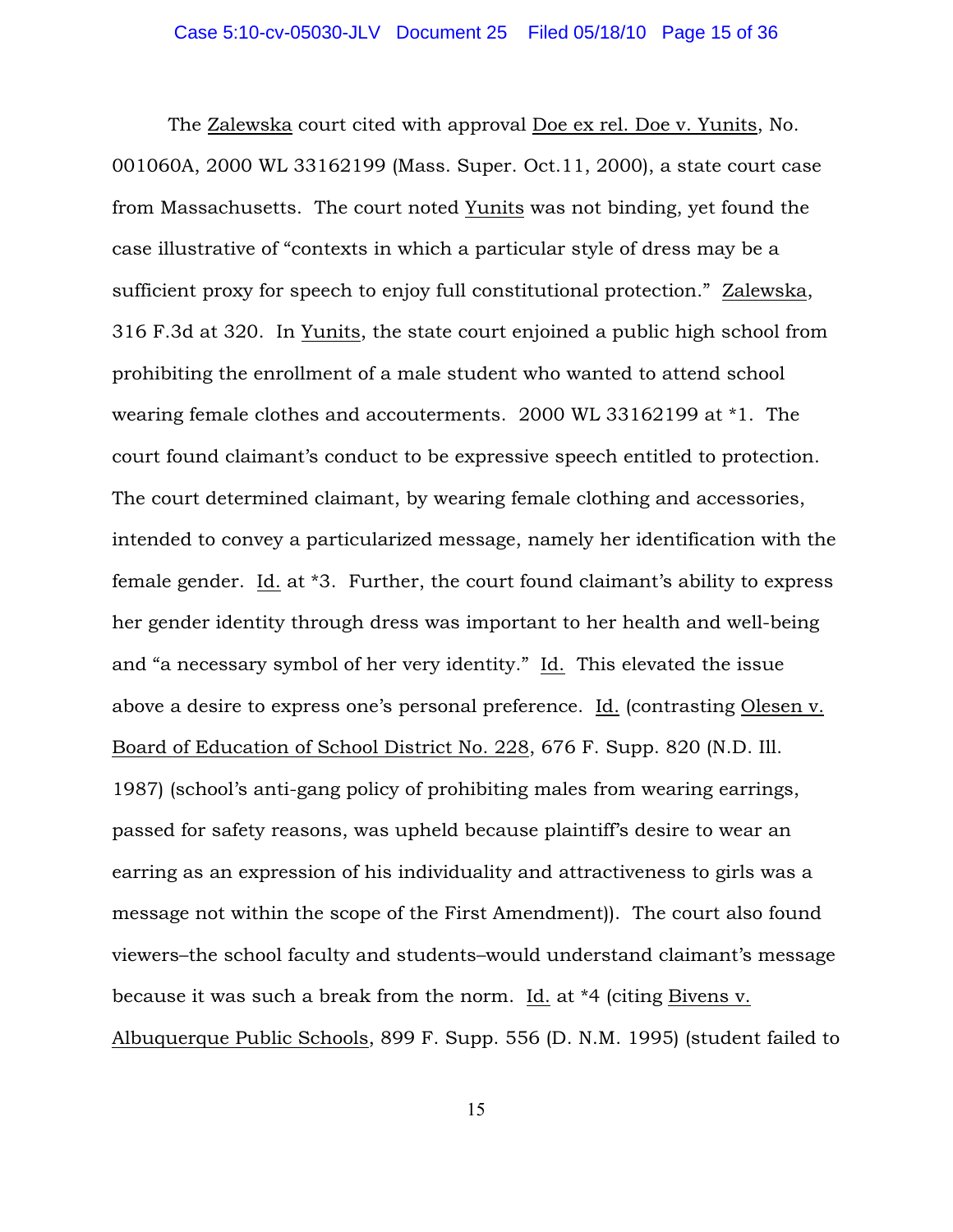The Zalewska court cited with approval Doe ex rel. Doe v. Yunits, No. 001060A, 2000 WL 33162199 (Mass. Super. Oct.11, 2000), a state court case from Massachusetts. The court noted Yunits was not binding, yet found the case illustrative of "contexts in which a particular style of dress may be a sufficient proxy for speech to enjoy full constitutional protection." Zalewska, 316 F.3d at 320. In Yunits, the state court enjoined a public high school from prohibiting the enrollment of a male student who wanted to attend school wearing female clothes and accouterments. 2000 WL 33162199 at *1. The court found claimant's conduct to be expressive speech entitled to protection. The court determined claimant, by wearing female clothing and accessories, intended to convey a particularized message, namely her identification with the female gender. Id. at *3. Further, the court found claimant's ability to express her gender identity through dress was important to her health and well-being and "a necessary symbol of her very identity." Id. This elevated the issue above a desire to express one's personal preference. Id. (contrasting Olesen v. Board of Education of School District No. 228, 676 F. Supp. 820 (N.D. Ill. 1987) (school's anti-gang policy of prohibiting males from wearing earrings, passed for safety reasons, was upheld because plaintiff's desire to wear an earring as an expression of his individuality and attractiveness to girls was a message not within the scope of the First Amendment)). The court also found viewers–the school faculty and students–would understand claimant's message because it was such a break from the norm. Id. at *4 (citing Bivens v. Albuquerque Public Schools, 899 F. Supp. 556 (D. N.M. 1995) (student failed to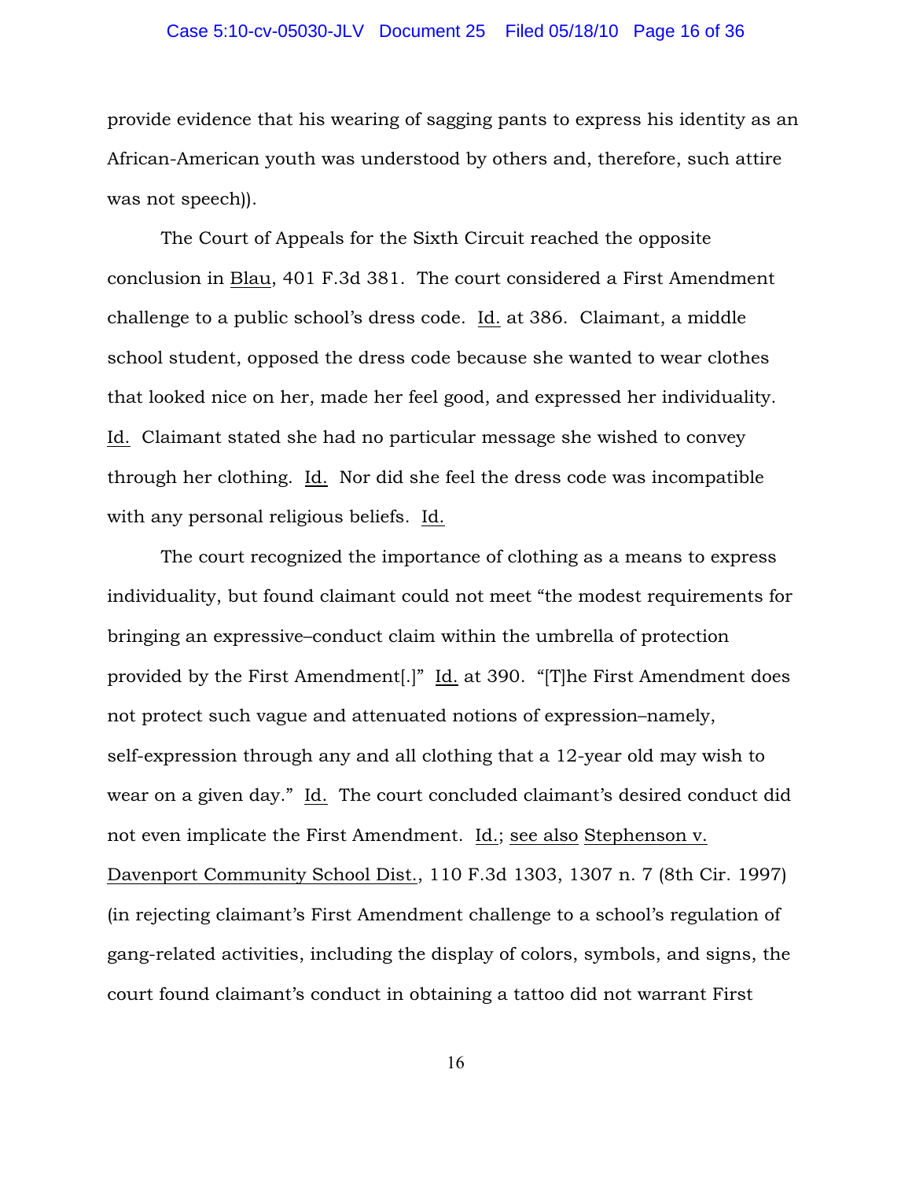provide evidence that his wearing of sagging pants to express his identity as an African-American youth was understood by others and, therefore, such attire was not speech)).

The Court of Appeals for the Sixth Circuit reached the opposite conclusion in Blau, 401 F.3d 381. The court considered a First Amendment challenge to a public school's dress code. Id. at 386. Claimant, a middle school student, opposed the dress code because she wanted to wear clothes that looked nice on her, made her feel good, and expressed her individuality. Id. Claimant stated she had no particular message she wished to convey through her clothing. Id. Nor did she feel the dress code was incompatible with any personal religious beliefs. Id.

The court recognized the importance of clothing as a means to express individuality, but found claimant could not meet "the modest requirements for bringing an expressive–conduct claim within the umbrella of protection provided by the First Amendment[.]" Id. at 390. "[T]he First Amendment does not protect such vague and attenuated notions of expression–namely, self-expression through any and all clothing that a 12-year old may wish to wear on a given day." Id. The court concluded claimant's desired conduct did not even implicate the First Amendment. Id.; see also Stephenson v. Davenport Community School Dist., 110 F.3d 1303, 1307 n. 7 (8th Cir. 1997) (in rejecting claimant's First Amendment challenge to a school's regulation of gang-related activities, including the display of colors, symbols, and signs, the court found claimant's conduct in obtaining a tattoo did not warrant First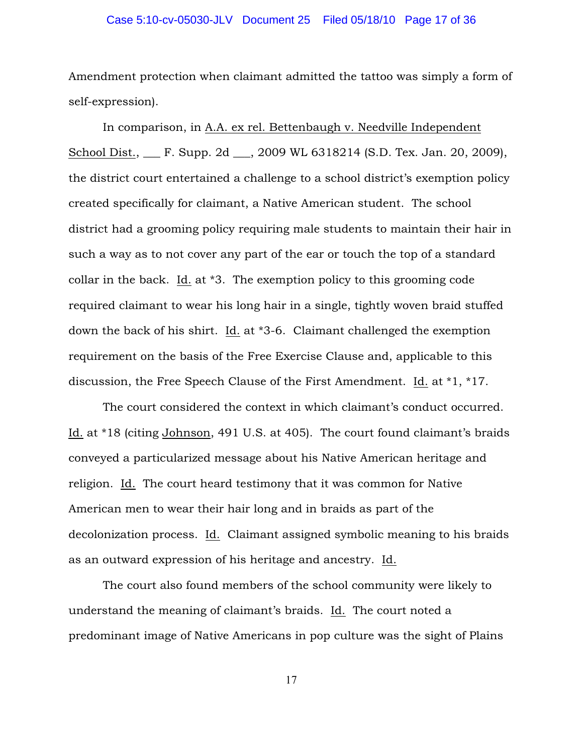Amendment protection when claimant admitted the tattoo was simply a form of self-expression).

In comparison, in A.A. ex rel. Bettenbaugh v. Needville Independent School Dist., ___ F. Supp. 2d ___, 2009 WL 6318214 (S.D. Tex. Jan. 20, 2009), the district court entertained a challenge to a school district's exemption policy created specifically for claimant, a Native American student. The school district had a grooming policy requiring male students to maintain their hair in such a way as to not cover any part of the ear or touch the top of a standard collar in the back. Id. at *3. The exemption policy to this grooming code required claimant to wear his long hair in a single, tightly woven braid stuffed down the back of his shirt. Id. at *3-6. Claimant challenged the exemption requirement on the basis of the Free Exercise Clause and, applicable to this discussion, the Free Speech Clause of the First Amendment. Id. at *1, *17.

The court considered the context in which claimant's conduct occurred. Id. at *18 (citing Johnson, 491 U.S. at 405). The court found claimant's braids conveyed a particularized message about his Native American heritage and religion. Id. The court heard testimony that it was common for Native American men to wear their hair long and in braids as part of the decolonization process. Id. Claimant assigned symbolic meaning to his braids as an outward expression of his heritage and ancestry. Id.

The court also found members of the school community were likely to understand the meaning of claimant's braids. Id. The court noted a predominant image of Native Americans in pop culture was the sight of Plains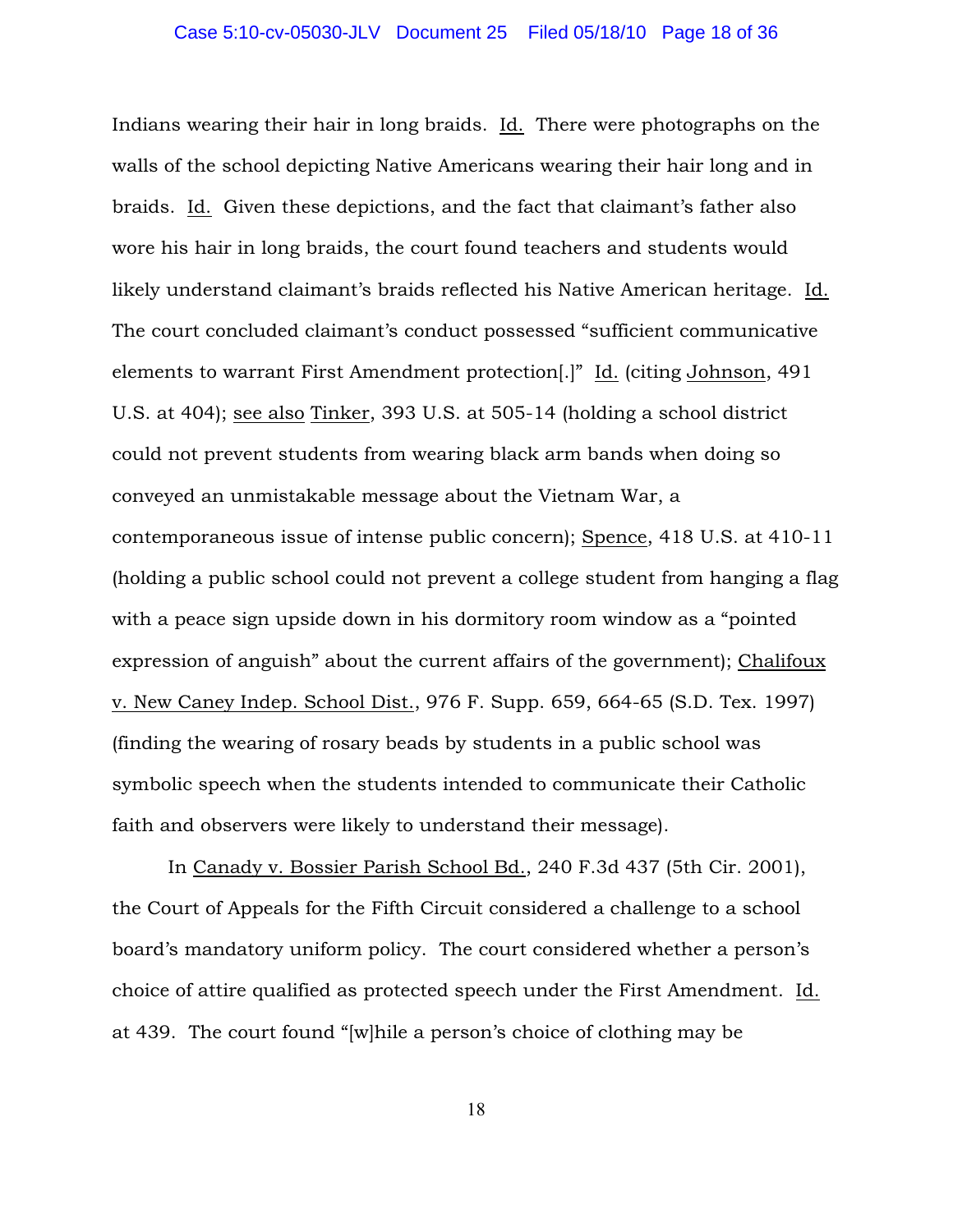Indians wearing their hair in long braids. Id. There were photographs on the walls of the school depicting Native Americans wearing their hair long and in braids. Id. Given these depictions, and the fact that claimant's father also wore his hair in long braids, the court found teachers and students would likely understand claimant's braids reflected his Native American heritage. Id. The court concluded claimant's conduct possessed "sufficient communicative elements to warrant First Amendment protection[.]" Id. (citing Johnson, 491 U.S. at 404); see also Tinker, 393 U.S. at 505-14 (holding a school district could not prevent students from wearing black arm bands when doing so conveyed an unmistakable message about the Vietnam War, a contemporaneous issue of intense public concern); Spence, 418 U.S. at 410-11 (holding a public school could not prevent a college student from hanging a flag with a peace sign upside down in his dormitory room window as a "pointed expression of anguish" about the current affairs of the government); Chalifoux v. New Caney Indep. School Dist., 976 F. Supp. 659, 664-65 (S.D. Tex. 1997) (finding the wearing of rosary beads by students in a public school was symbolic speech when the students intended to communicate their Catholic faith and observers were likely to understand their message).

In Canady v. Bossier Parish School Bd., 240 F.3d 437 (5th Cir. 2001), the Court of Appeals for the Fifth Circuit considered a challenge to a school board's mandatory uniform policy. The court considered whether a person's choice of attire qualified as protected speech under the First Amendment. Id. at 439. The court found "[w]hile a person's choice of clothing may be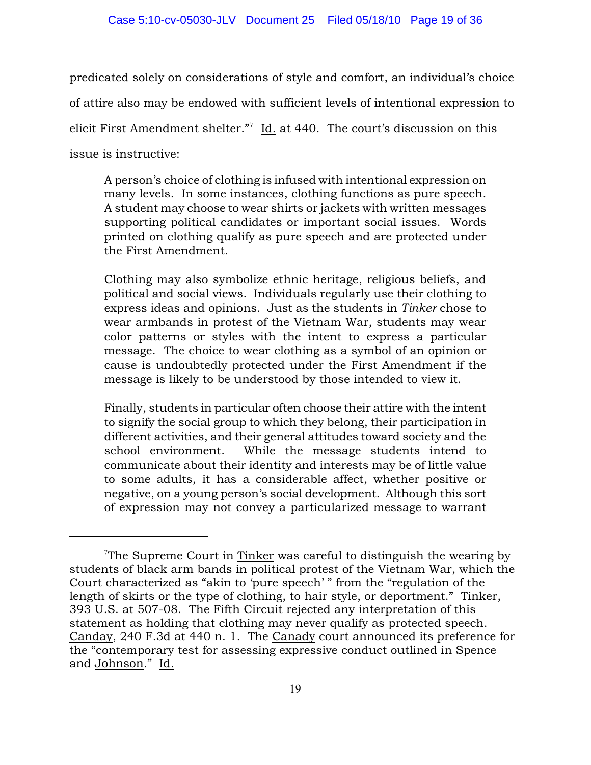predicated solely on considerations of style and comfort, an individual's choice of attire also may be endowed with sufficient levels of intentional expression to elicit First Amendment shelter."[7] Id. at 440. The court's discussion on this issue is instructive:

> A person's choice of clothing is infused with intentional expression on many levels. In some instances, clothing functions as pure speech. A student may choose to wear shirts or jackets with written messages supporting political candidates or important social issues. Words printed on clothing qualify as pure speech and are protected under the First Amendment.
>
> Clothing may also symbolize ethnic heritage, religious beliefs, and political and social views. Individuals regularly use their clothing to express ideas and opinions. Just as the students in *Tinker* chose to wear armbands in protest of the Vietnam War, students may wear color patterns or styles with the intent to express a particular message. The choice to wear clothing as a symbol of an opinion or cause is undoubtedly protected under the First Amendment if the message is likely to be understood by those intended to view it.
>
> Finally, students in particular often choose their attire with the intent to signify the social group to which they belong, their participation in different activities, and their general attitudes toward society and the school environment. While the message students intend to communicate about their identity and interests may be of little value to some adults, it has a considerable affect, whether positive or negative, on a young person's social development. Although this sort of expression may not convey a particularized message to warrant

---

[7] The Supreme Court in Tinker was careful to distinguish the wearing by students of black arm bands in political protest of the Vietnam War, which the Court characterized as "akin to 'pure speech' " from the "regulation of the length of skirts or the type of clothing, to hair style, or deportment." Tinker, 393 U.S. at 507-08. The Fifth Circuit rejected any interpretation of this statement as holding that clothing may never qualify as protected speech. Canday, 240 F.3d at 440 n. 1. The Canady court announced its preference for the "contemporary test for assessing expressive conduct outlined in Spence and Johnson." Id.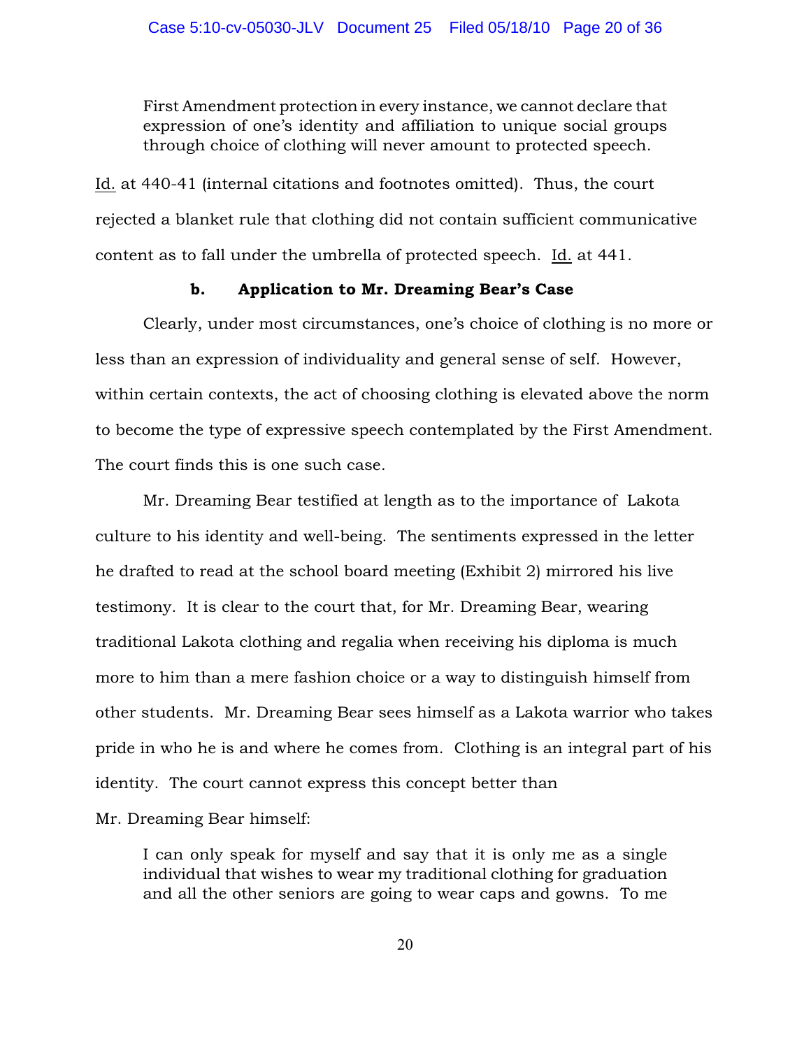> First Amendment protection in every instance, we cannot declare that expression of one's identity and affiliation to unique social groups through choice of clothing will never amount to protected speech.

Id. at 440-41 (internal citations and footnotes omitted). Thus, the court rejected a blanket rule that clothing did not contain sufficient communicative content as to fall under the umbrella of protected speech. Id. at 441.

**b. Application to Mr. Dreaming Bear's Case**

Clearly, under most circumstances, one's choice of clothing is no more or less than an expression of individuality and general sense of self. However, within certain contexts, the act of choosing clothing is elevated above the norm to become the type of expressive speech contemplated by the First Amendment. The court finds this is one such case.

Mr. Dreaming Bear testified at length as to the importance of Lakota culture to his identity and well-being. The sentiments expressed in the letter he drafted to read at the school board meeting (Exhibit 2) mirrored his live testimony. It is clear to the court that, for Mr. Dreaming Bear, wearing traditional Lakota clothing and regalia when receiving his diploma is much more to him than a mere fashion choice or a way to distinguish himself from other students. Mr. Dreaming Bear sees himself as a Lakota warrior who takes pride in who he is and where he comes from. Clothing is an integral part of his identity. The court cannot express this concept better than Mr. Dreaming Bear himself:

> I can only speak for myself and say that it is only me as a single individual that wishes to wear my traditional clothing for graduation and all the other seniors are going to wear caps and gowns. To me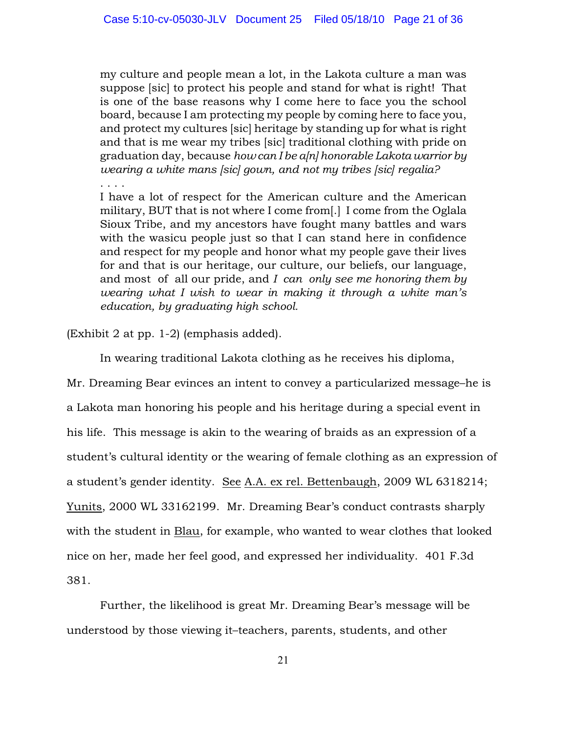> my culture and people mean a lot, in the Lakota culture a man was suppose [sic] to protect his people and stand for what is right! That is one of the base reasons why I come here to face you the school board, because I am protecting my people by coming here to face you, and protect my cultures [sic] heritage by standing up for what is right and that is me wear my tribes [sic] traditional clothing with pride on graduation day, because *how can I be a[n] honorable Lakota warrior by wearing a white mans [sic] gown, and not my tribes [sic] regalia?*
>
> . . . .
>
> I have a lot of respect for the American culture and the American military, BUT that is not where I come from[.] I come from the Oglala Sioux Tribe, and my ancestors have fought many battles and wars with the wasicu people just so that I can stand here in confidence and respect for my people and honor what my people gave their lives for and that is our heritage, our culture, our beliefs, our language, and most of all our pride, and *I can only see me honoring them by wearing what I wish to wear in making it through a white man's education, by graduating high school.*

(Exhibit 2 at pp. 1-2) (emphasis added).

In wearing traditional Lakota clothing as he receives his diploma, Mr. Dreaming Bear evinces an intent to convey a particularized message–he is a Lakota man honoring his people and his heritage during a special event in his life. This message is akin to the wearing of braids as an expression of a student's cultural identity or the wearing of female clothing as an expression of a student's gender identity. See A.A. ex rel. Bettenbaugh, 2009 WL 6318214; Yunits, 2000 WL 33162199. Mr. Dreaming Bear's conduct contrasts sharply with the student in Blau, for example, who wanted to wear clothes that looked nice on her, made her feel good, and expressed her individuality. 401 F.3d 381.

Further, the likelihood is great Mr. Dreaming Bear's message will be understood by those viewing it–teachers, parents, students, and other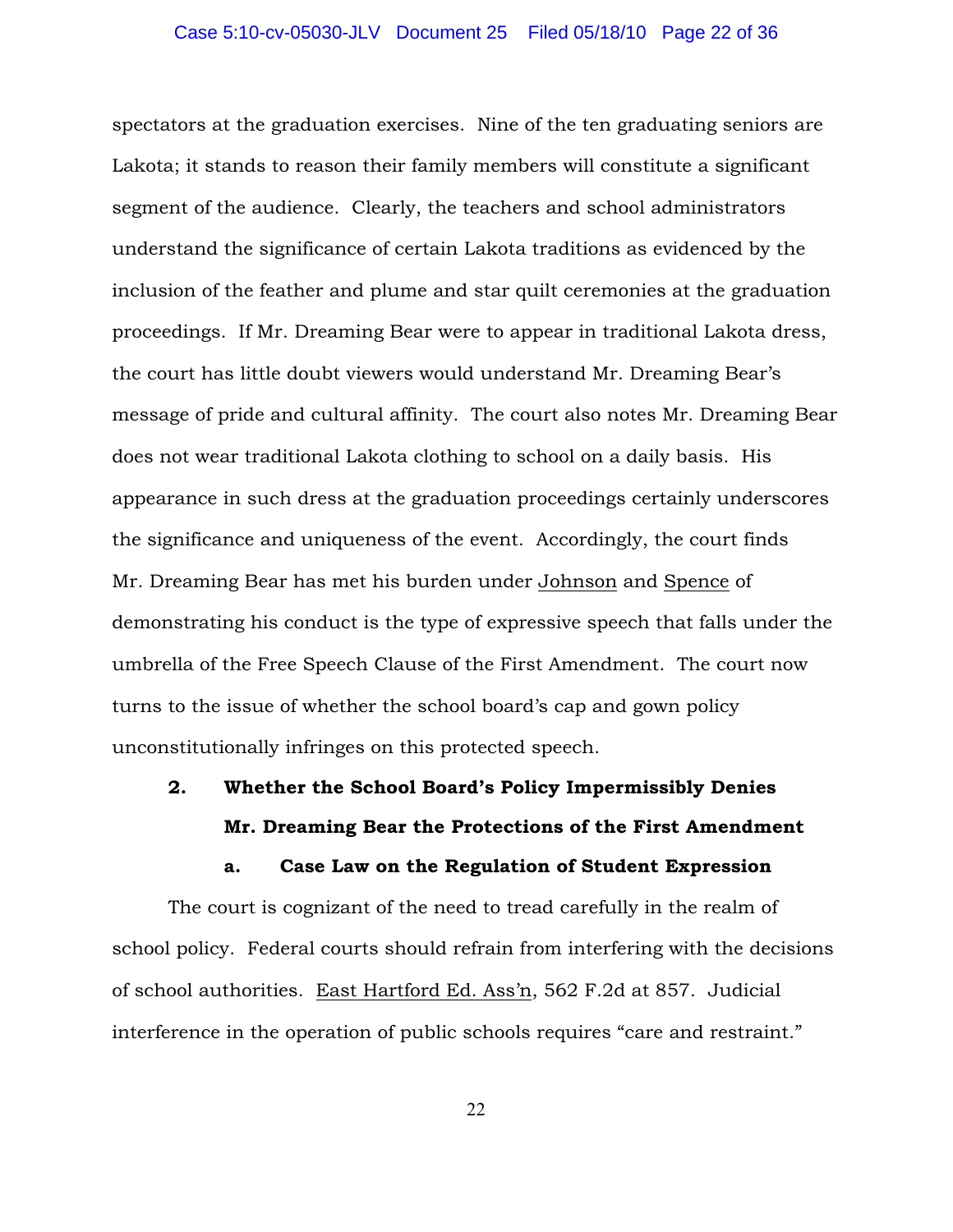spectators at the graduation exercises. Nine of the ten graduating seniors are Lakota; it stands to reason their family members will constitute a significant segment of the audience. Clearly, the teachers and school administrators understand the significance of certain Lakota traditions as evidenced by the inclusion of the feather and plume and star quilt ceremonies at the graduation proceedings. If Mr. Dreaming Bear were to appear in traditional Lakota dress, the court has little doubt viewers would understand Mr. Dreaming Bear's message of pride and cultural affinity. The court also notes Mr. Dreaming Bear does not wear traditional Lakota clothing to school on a daily basis. His appearance in such dress at the graduation proceedings certainly underscores the significance and uniqueness of the event. Accordingly, the court finds Mr. Dreaming Bear has met his burden under Johnson and Spence of demonstrating his conduct is the type of expressive speech that falls under the umbrella of the Free Speech Clause of the First Amendment. The court now turns to the issue of whether the school board's cap and gown policy unconstitutionally infringes on this protected speech.

### 2. Whether the School Board's Policy Impermissibly Denies Mr. Dreaming Bear the Protections of the First Amendment

#### a. Case Law on the Regulation of Student Expression

The court is cognizant of the need to tread carefully in the realm of school policy. Federal courts should refrain from interfering with the decisions of school authorities. East Hartford Ed. Ass'n, 562 F.2d at 857. Judicial interference in the operation of public schools requires "care and restraint."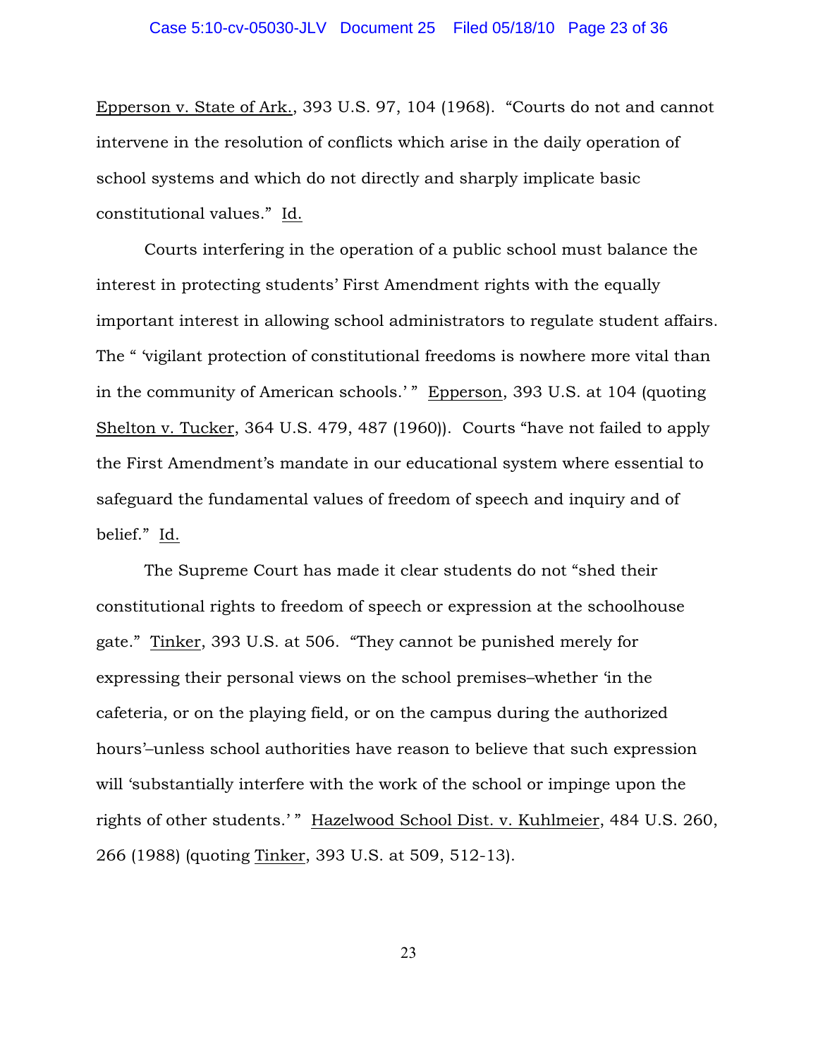Epperson v. State of Ark., 393 U.S. 97, 104 (1968). "Courts do not and cannot intervene in the resolution of conflicts which arise in the daily operation of school systems and which do not directly and sharply implicate basic constitutional values." Id.

Courts interfering in the operation of a public school must balance the interest in protecting students' First Amendment rights with the equally important interest in allowing school administrators to regulate student affairs. The " 'vigilant protection of constitutional freedoms is nowhere more vital than in the community of American schools.' " Epperson, 393 U.S. at 104 (quoting Shelton v. Tucker, 364 U.S. 479, 487 (1960)). Courts "have not failed to apply the First Amendment's mandate in our educational system where essential to safeguard the fundamental values of freedom of speech and inquiry and of belief." Id.

The Supreme Court has made it clear students do not "shed their constitutional rights to freedom of speech or expression at the schoolhouse gate." Tinker, 393 U.S. at 506. "They cannot be punished merely for expressing their personal views on the school premises–whether 'in the cafeteria, or on the playing field, or on the campus during the authorized hours'–unless school authorities have reason to believe that such expression will 'substantially interfere with the work of the school or impinge upon the rights of other students.' " Hazelwood School Dist. v. Kuhlmeier, 484 U.S. 260, 266 (1988) (quoting Tinker, 393 U.S. at 509, 512-13).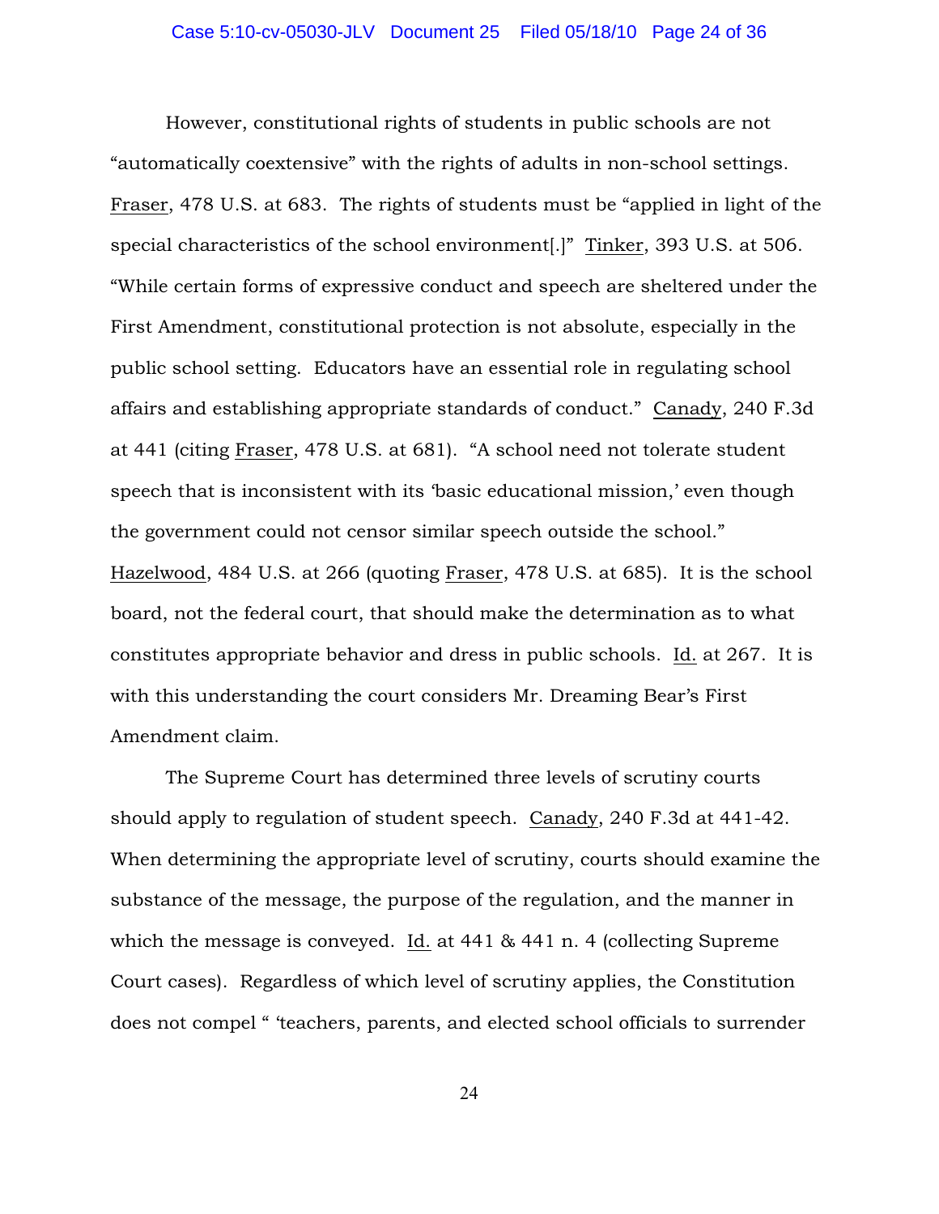However, constitutional rights of students in public schools are not "automatically coextensive" with the rights of adults in non-school settings. Fraser, 478 U.S. at 683. The rights of students must be "applied in light of the special characteristics of the school environment[.]" Tinker, 393 U.S. at 506. "While certain forms of expressive conduct and speech are sheltered under the First Amendment, constitutional protection is not absolute, especially in the public school setting. Educators have an essential role in regulating school affairs and establishing appropriate standards of conduct." Canady, 240 F.3d at 441 (citing Fraser, 478 U.S. at 681). "A school need not tolerate student speech that is inconsistent with its 'basic educational mission,' even though the government could not censor similar speech outside the school." Hazelwood, 484 U.S. at 266 (quoting Fraser, 478 U.S. at 685). It is the school board, not the federal court, that should make the determination as to what constitutes appropriate behavior and dress in public schools. Id. at 267. It is with this understanding the court considers Mr. Dreaming Bear's First Amendment claim.

The Supreme Court has determined three levels of scrutiny courts should apply to regulation of student speech. Canady, 240 F.3d at 441-42. When determining the appropriate level of scrutiny, courts should examine the substance of the message, the purpose of the regulation, and the manner in which the message is conveyed. Id. at 441 & 441 n. 4 (collecting Supreme Court cases). Regardless of which level of scrutiny applies, the Constitution does not compel " 'teachers, parents, and elected school officials to surrender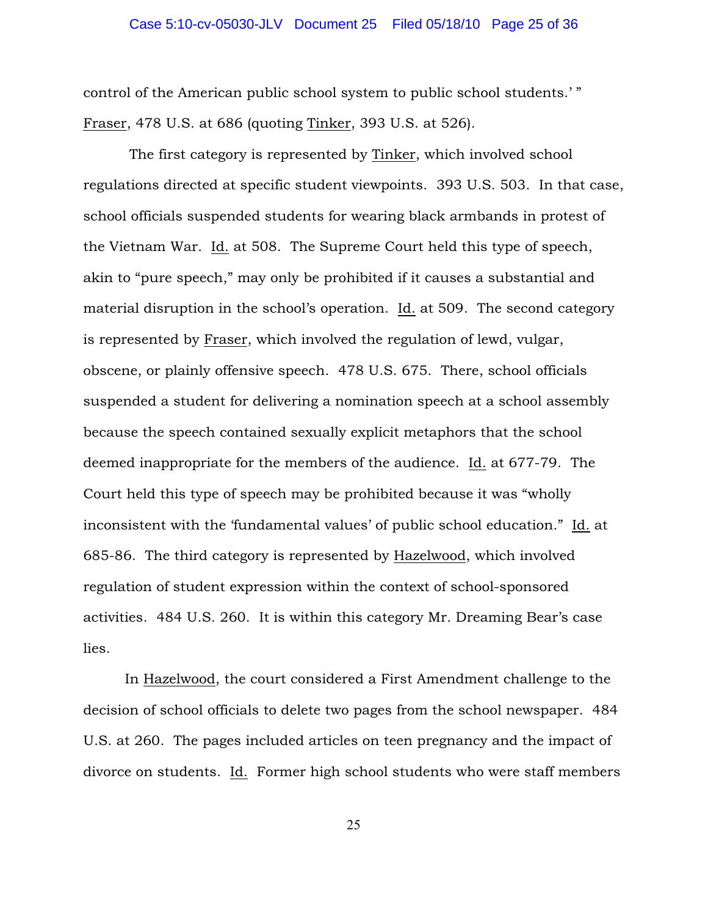control of the American public school system to public school students.' " Fraser, 478 U.S. at 686 (quoting Tinker, 393 U.S. at 526).

The first category is represented by Tinker, which involved school regulations directed at specific student viewpoints. 393 U.S. 503. In that case, school officials suspended students for wearing black armbands in protest of the Vietnam War. Id. at 508. The Supreme Court held this type of speech, akin to "pure speech," may only be prohibited if it causes a substantial and material disruption in the school's operation. Id. at 509. The second category is represented by Fraser, which involved the regulation of lewd, vulgar, obscene, or plainly offensive speech. 478 U.S. 675. There, school officials suspended a student for delivering a nomination speech at a school assembly because the speech contained sexually explicit metaphors that the school deemed inappropriate for the members of the audience. Id. at 677-79. The Court held this type of speech may be prohibited because it was "wholly inconsistent with the 'fundamental values' of public school education." Id. at 685-86. The third category is represented by Hazelwood, which involved regulation of student expression within the context of school-sponsored activities. 484 U.S. 260. It is within this category Mr. Dreaming Bear's case lies.

In Hazelwood, the court considered a First Amendment challenge to the decision of school officials to delete two pages from the school newspaper. 484 U.S. at 260. The pages included articles on teen pregnancy and the impact of divorce on students. Id. Former high school students who were staff members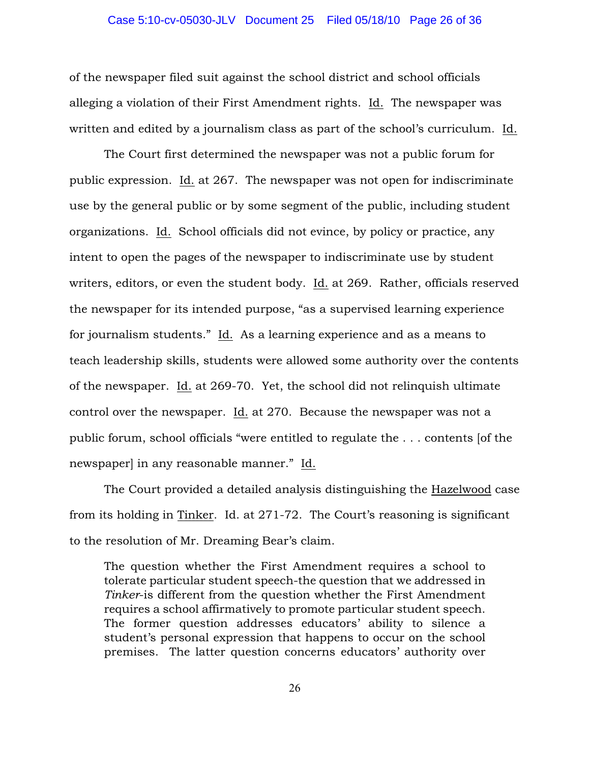of the newspaper filed suit against the school district and school officials alleging a violation of their First Amendment rights. Id. The newspaper was written and edited by a journalism class as part of the school's curriculum. Id.

The Court first determined the newspaper was not a public forum for public expression. Id. at 267. The newspaper was not open for indiscriminate use by the general public or by some segment of the public, including student organizations. Id. School officials did not evince, by policy or practice, any intent to open the pages of the newspaper to indiscriminate use by student writers, editors, or even the student body. Id. at 269. Rather, officials reserved the newspaper for its intended purpose, "as a supervised learning experience for journalism students." Id. As a learning experience and as a means to teach leadership skills, students were allowed some authority over the contents of the newspaper. Id. at 269-70. Yet, the school did not relinquish ultimate control over the newspaper. Id. at 270. Because the newspaper was not a public forum, school officials "were entitled to regulate the . . . contents [of the newspaper] in any reasonable manner." Id.

The Court provided a detailed analysis distinguishing the Hazelwood case from its holding in Tinker. Id. at 271-72. The Court's reasoning is significant to the resolution of Mr. Dreaming Bear's claim.

> The question whether the First Amendment requires a school to tolerate particular student speech-the question that we addressed in *Tinker*-is different from the question whether the First Amendment requires a school affirmatively to promote particular student speech. The former question addresses educators' ability to silence a student's personal expression that happens to occur on the school premises. The latter question concerns educators' authority over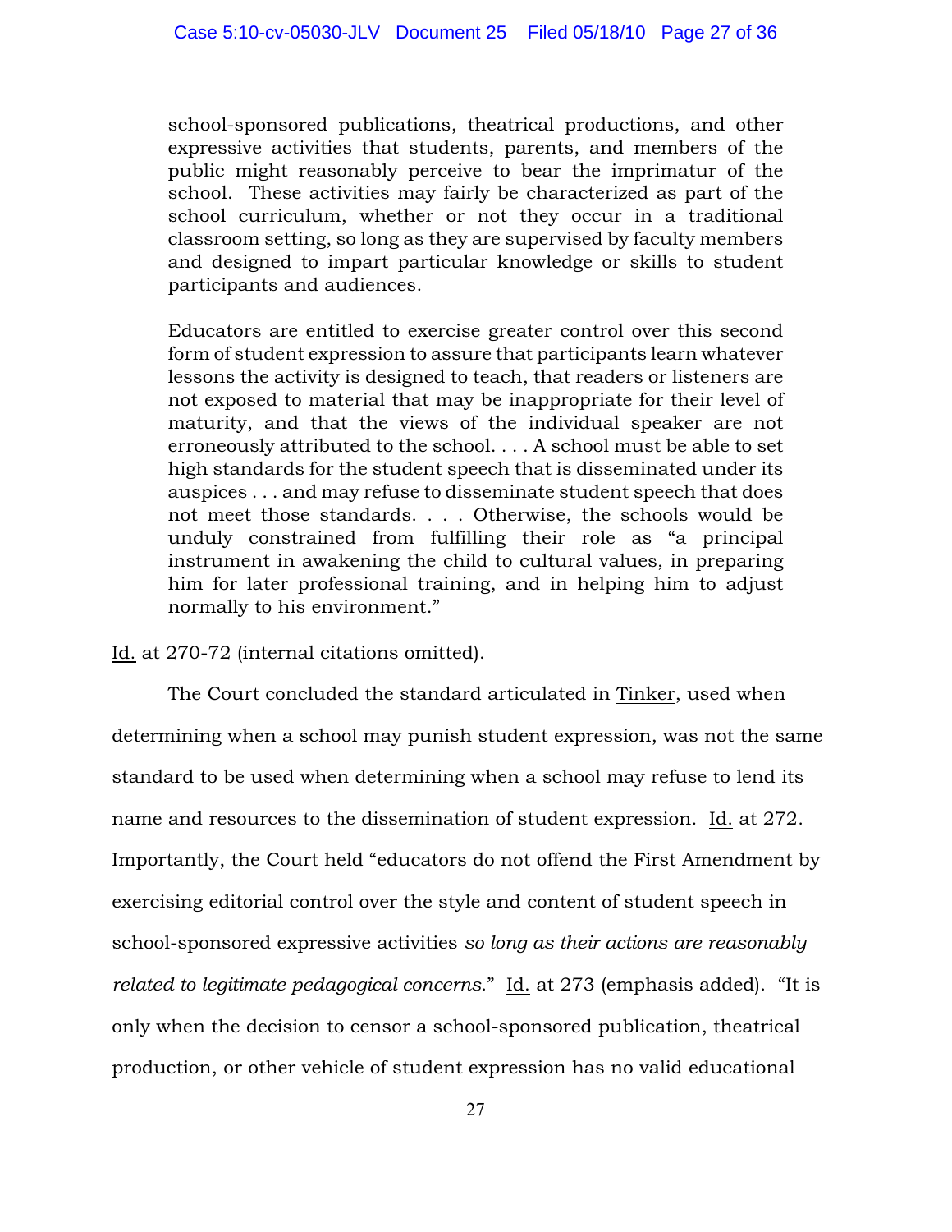> school-sponsored publications, theatrical productions, and other expressive activities that students, parents, and members of the public might reasonably perceive to bear the imprimatur of the school. These activities may fairly be characterized as part of the school curriculum, whether or not they occur in a traditional classroom setting, so long as they are supervised by faculty members and designed to impart particular knowledge or skills to student participants and audiences.
>
> Educators are entitled to exercise greater control over this second form of student expression to assure that participants learn whatever lessons the activity is designed to teach, that readers or listeners are not exposed to material that may be inappropriate for their level of maturity, and that the views of the individual speaker are not erroneously attributed to the school. . . . A school must be able to set high standards for the student speech that is disseminated under its auspices . . . and may refuse to disseminate student speech that does not meet those standards. . . . Otherwise, the schools would be unduly constrained from fulfilling their role as "a principal instrument in awakening the child to cultural values, in preparing him for later professional training, and in helping him to adjust normally to his environment."

Id. at 270-72 (internal citations omitted).

The Court concluded the standard articulated in Tinker, used when determining when a school may punish student expression, was not the same standard to be used when determining when a school may refuse to lend its name and resources to the dissemination of student expression. Id. at 272. Importantly, the Court held "educators do not offend the First Amendment by exercising editorial control over the style and content of student speech in school-sponsored expressive activities *so long as their actions are reasonably related to legitimate pedagogical concerns*." Id. at 273 (emphasis added). "It is only when the decision to censor a school-sponsored publication, theatrical production, or other vehicle of student expression has no valid educational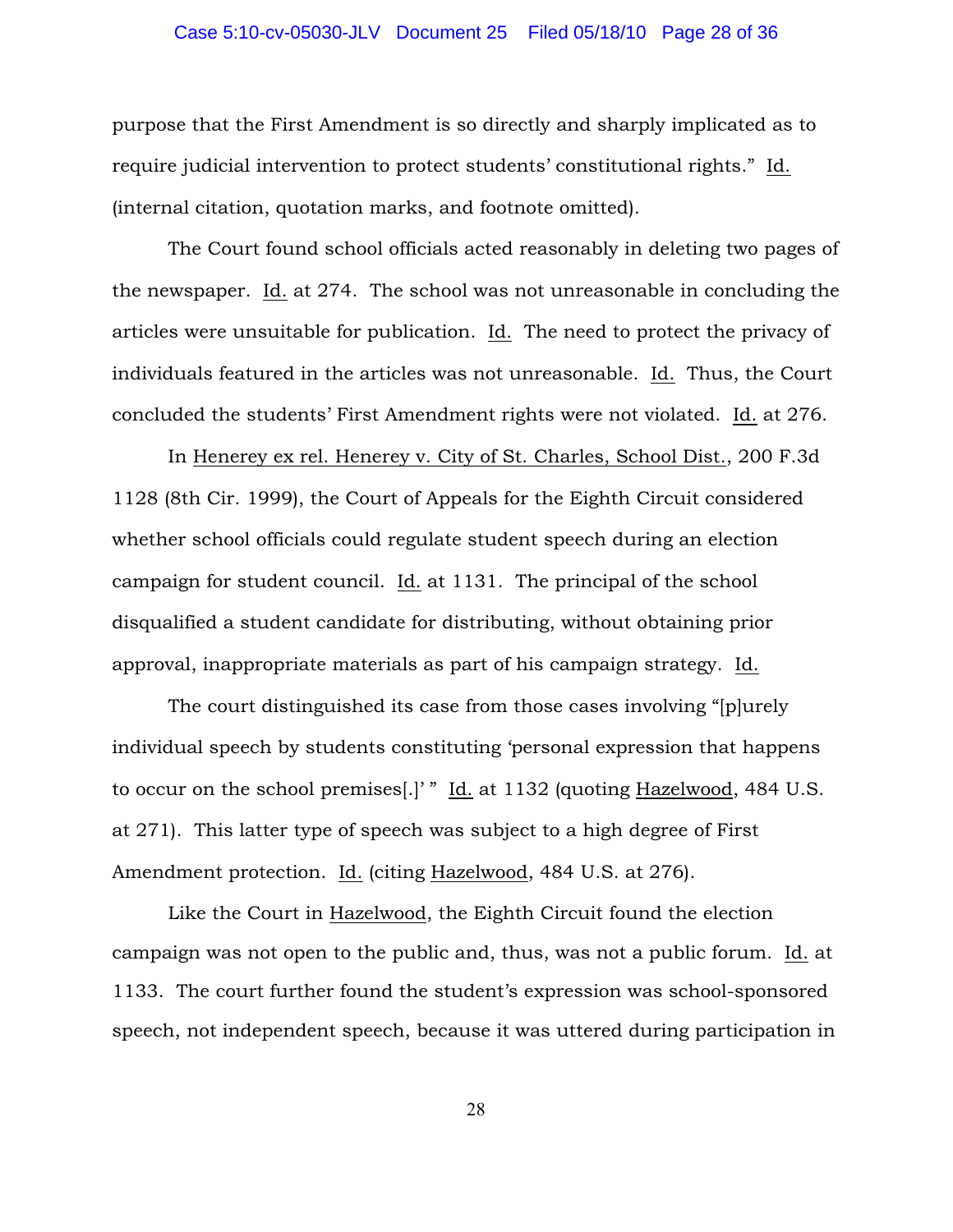purpose that the First Amendment is so directly and sharply implicated as to require judicial intervention to protect students' constitutional rights." Id. (internal citation, quotation marks, and footnote omitted).

The Court found school officials acted reasonably in deleting two pages of the newspaper. Id. at 274. The school was not unreasonable in concluding the articles were unsuitable for publication. Id. The need to protect the privacy of individuals featured in the articles was not unreasonable. Id. Thus, the Court concluded the students' First Amendment rights were not violated. Id. at 276.

In Henerey ex rel. Henerey v. City of St. Charles, School Dist., 200 F.3d 1128 (8th Cir. 1999), the Court of Appeals for the Eighth Circuit considered whether school officials could regulate student speech during an election campaign for student council. Id. at 1131. The principal of the school disqualified a student candidate for distributing, without obtaining prior approval, inappropriate materials as part of his campaign strategy. Id.

The court distinguished its case from those cases involving "[p]urely individual speech by students constituting 'personal expression that happens to occur on the school premises[.]' " Id. at 1132 (quoting Hazelwood, 484 U.S. at 271). This latter type of speech was subject to a high degree of First Amendment protection. Id. (citing Hazelwood, 484 U.S. at 276).

Like the Court in Hazelwood, the Eighth Circuit found the election campaign was not open to the public and, thus, was not a public forum. Id. at 1133. The court further found the student's expression was school-sponsored speech, not independent speech, because it was uttered during participation in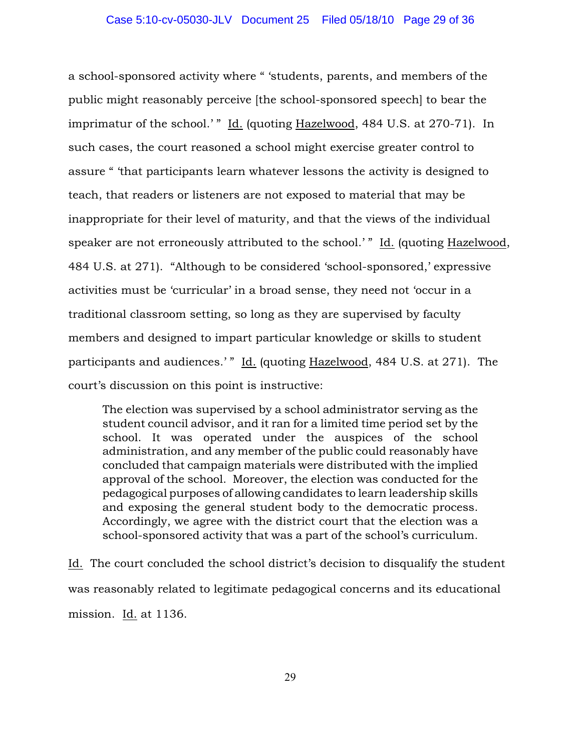a school-sponsored activity where " 'students, parents, and members of the public might reasonably perceive [the school-sponsored speech] to bear the imprimatur of the school.' " Id. (quoting Hazelwood, 484 U.S. at 270-71). In such cases, the court reasoned a school might exercise greater control to assure " 'that participants learn whatever lessons the activity is designed to teach, that readers or listeners are not exposed to material that may be inappropriate for their level of maturity, and that the views of the individual speaker are not erroneously attributed to the school.' " Id. (quoting Hazelwood, 484 U.S. at 271). "Although to be considered 'school-sponsored,' expressive activities must be 'curricular' in a broad sense, they need not 'occur in a traditional classroom setting, so long as they are supervised by faculty members and designed to impart particular knowledge or skills to student participants and audiences.' " Id. (quoting Hazelwood, 484 U.S. at 271). The court's discussion on this point is instructive:

> The election was supervised by a school administrator serving as the student council advisor, and it ran for a limited time period set by the school. It was operated under the auspices of the school administration, and any member of the public could reasonably have concluded that campaign materials were distributed with the implied approval of the school. Moreover, the election was conducted for the pedagogical purposes of allowing candidates to learn leadership skills and exposing the general student body to the democratic process. Accordingly, we agree with the district court that the election was a school-sponsored activity that was a part of the school's curriculum.

Id. The court concluded the school district's decision to disqualify the student was reasonably related to legitimate pedagogical concerns and its educational mission. Id. at 1136.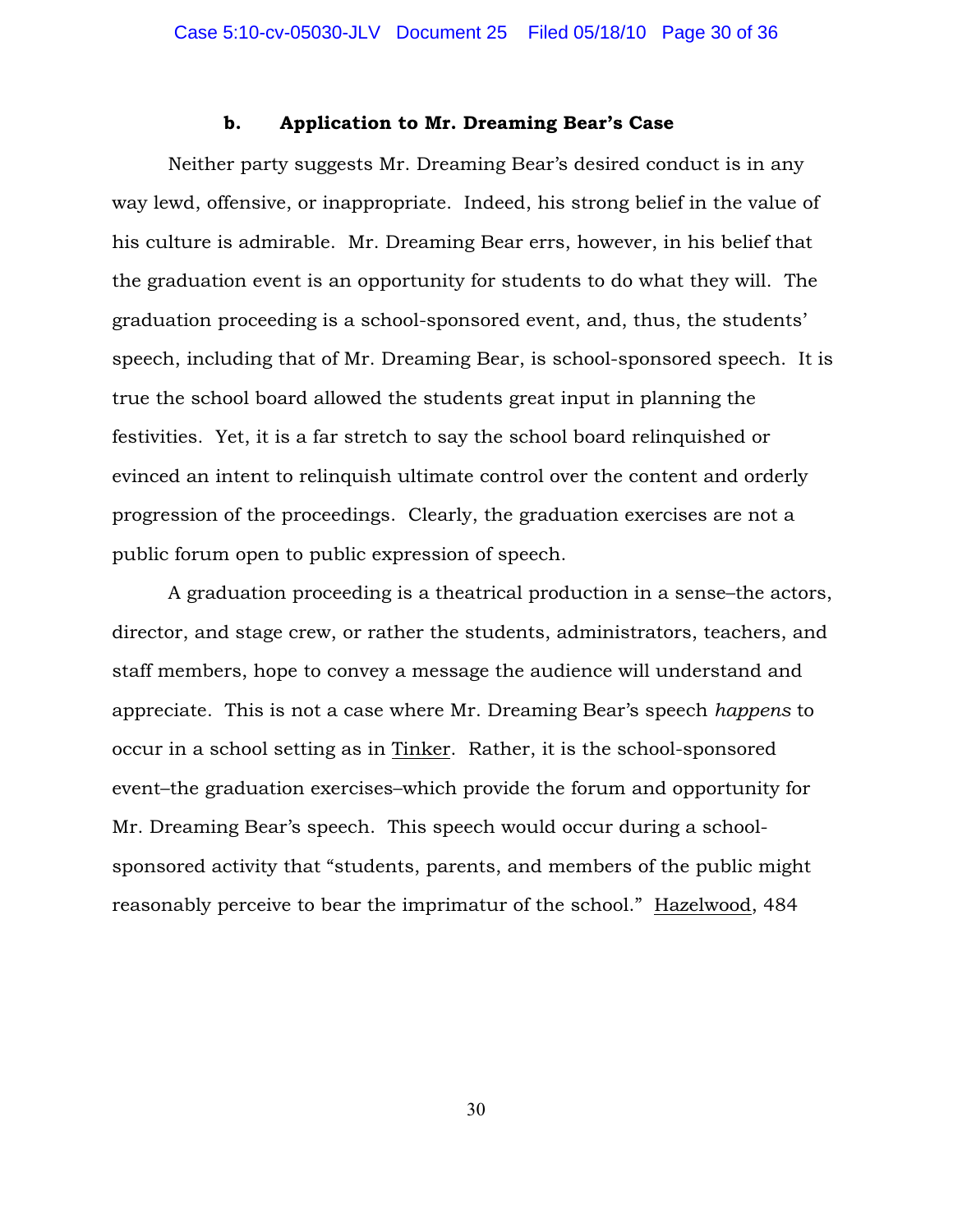**b. Application to Mr. Dreaming Bear's Case**

Neither party suggests Mr. Dreaming Bear's desired conduct is in any way lewd, offensive, or inappropriate. Indeed, his strong belief in the value of his culture is admirable. Mr. Dreaming Bear errs, however, in his belief that the graduation event is an opportunity for students to do what they will. The graduation proceeding is a school-sponsored event, and, thus, the students' speech, including that of Mr. Dreaming Bear, is school-sponsored speech. It is true the school board allowed the students great input in planning the festivities. Yet, it is a far stretch to say the school board relinquished or evinced an intent to relinquish ultimate control over the content and orderly progression of the proceedings. Clearly, the graduation exercises are not a public forum open to public expression of speech.

A graduation proceeding is a theatrical production in a sense–the actors, director, and stage crew, or rather the students, administrators, teachers, and staff members, hope to convey a message the audience will understand and appreciate. This is not a case where Mr. Dreaming Bear's speech *happens* to occur in a school setting as in Tinker. Rather, it is the school-sponsored event–the graduation exercises–which provide the forum and opportunity for Mr. Dreaming Bear's speech. This speech would occur during a school-sponsored activity that "students, parents, and members of the public might reasonably perceive to bear the imprimatur of the school." Hazelwood, 484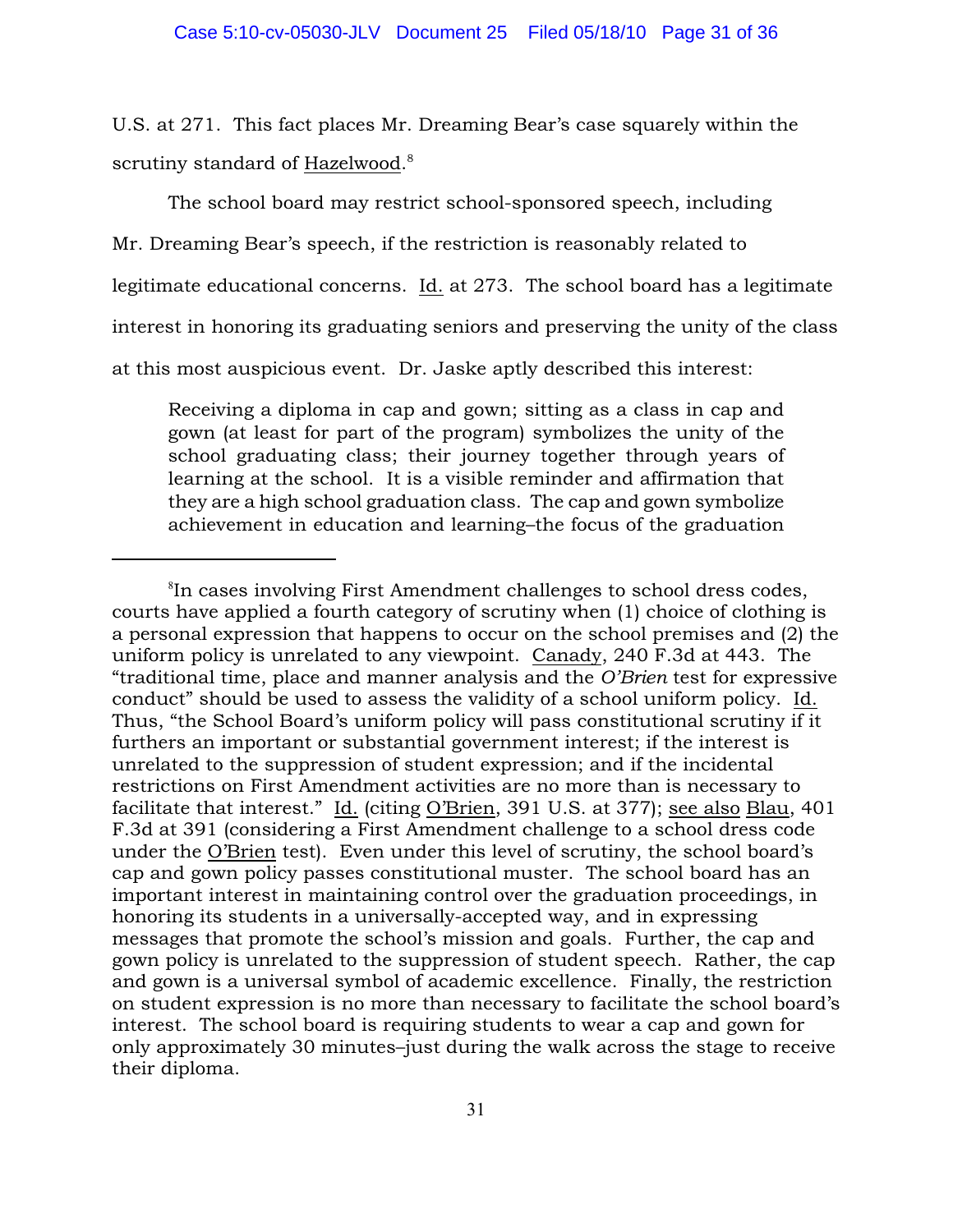U.S. at 271. This fact places Mr. Dreaming Bear's case squarely within the scrutiny standard of Hazelwood.[8]

The school board may restrict school-sponsored speech, including Mr. Dreaming Bear's speech, if the restriction is reasonably related to legitimate educational concerns. Id. at 273. The school board has a legitimate interest in honoring its graduating seniors and preserving the unity of the class at this most auspicious event. Dr. Jaske aptly described this interest:

> Receiving a diploma in cap and gown; sitting as a class in cap and gown (at least for part of the program) symbolizes the unity of the school graduating class; their journey together through years of learning at the school. It is a visible reminder and affirmation that they are a high school graduation class. The cap and gown symbolize achievement in education and learning–the focus of the graduation

---

[8] In cases involving First Amendment challenges to school dress codes, courts have applied a fourth category of scrutiny when (1) choice of clothing is a personal expression that happens to occur on the school premises and (2) the uniform policy is unrelated to any viewpoint. Canady, 240 F.3d at 443. The "traditional time, place and manner analysis and the *O'Brien* test for expressive conduct" should be used to assess the validity of a school uniform policy. Id. Thus, "the School Board's uniform policy will pass constitutional scrutiny if it furthers an important or substantial government interest; if the interest is unrelated to the suppression of student expression; and if the incidental restrictions on First Amendment activities are no more than is necessary to facilitate that interest." Id. (citing O'Brien, 391 U.S. at 377); see also Blau, 401 F.3d at 391 (considering a First Amendment challenge to a school dress code under the O'Brien test). Even under this level of scrutiny, the school board's cap and gown policy passes constitutional muster. The school board has an important interest in maintaining control over the graduation proceedings, in honoring its students in a universally-accepted way, and in expressing messages that promote the school's mission and goals. Further, the cap and gown policy is unrelated to the suppression of student speech. Rather, the cap and gown is a universal symbol of academic excellence. Finally, the restriction on student expression is no more than necessary to facilitate the school board's interest. The school board is requiring students to wear a cap and gown for only approximately 30 minutes–just during the walk across the stage to receive their diploma.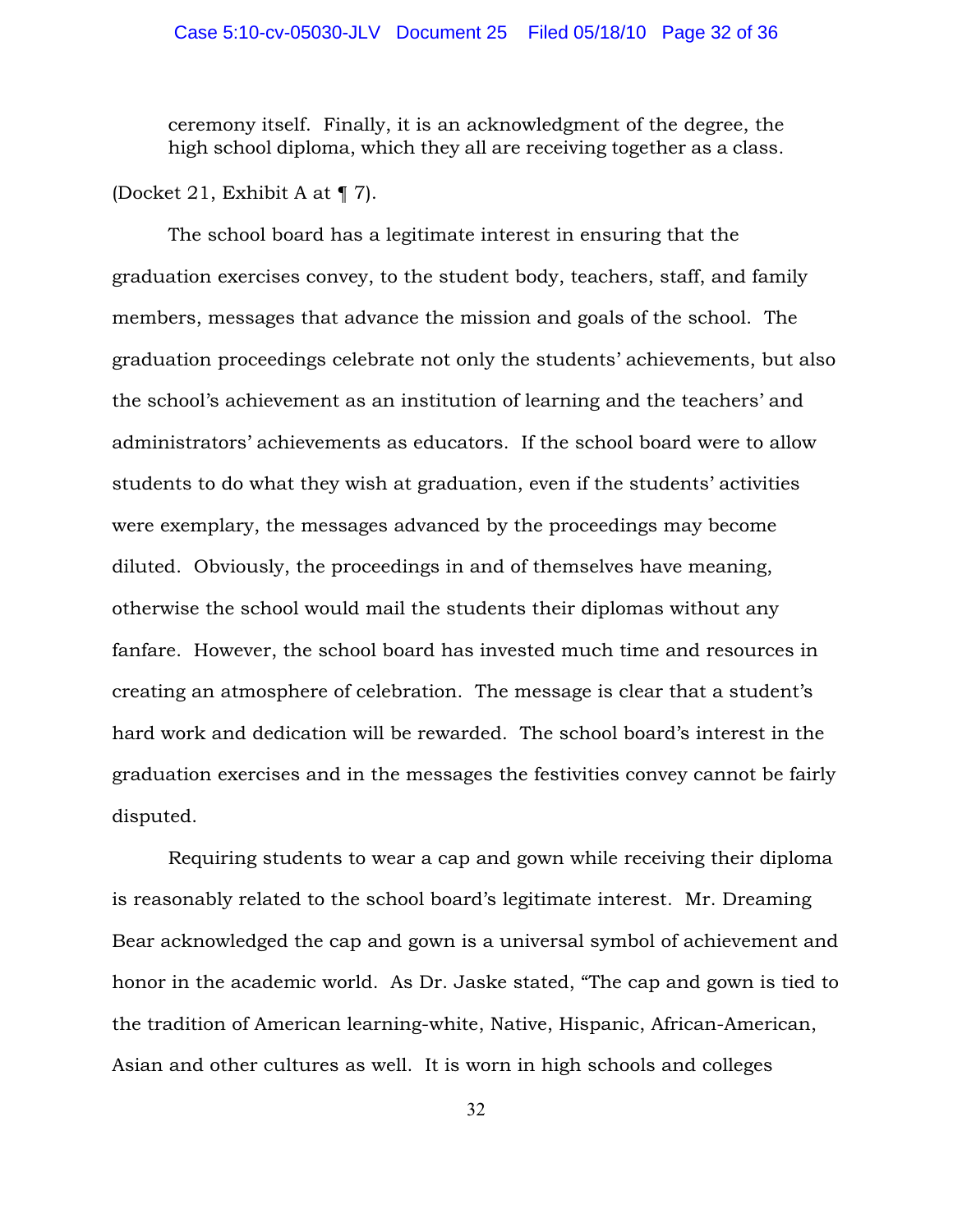> ceremony itself. Finally, it is an acknowledgment of the degree, the high school diploma, which they all are receiving together as a class.

(Docket 21, Exhibit A at ¶ 7).

The school board has a legitimate interest in ensuring that the graduation exercises convey, to the student body, teachers, staff, and family members, messages that advance the mission and goals of the school. The graduation proceedings celebrate not only the students' achievements, but also the school's achievement as an institution of learning and the teachers' and administrators' achievements as educators. If the school board were to allow students to do what they wish at graduation, even if the students' activities were exemplary, the messages advanced by the proceedings may become diluted. Obviously, the proceedings in and of themselves have meaning, otherwise the school would mail the students their diplomas without any fanfare. However, the school board has invested much time and resources in creating an atmosphere of celebration. The message is clear that a student's hard work and dedication will be rewarded. The school board's interest in the graduation exercises and in the messages the festivities convey cannot be fairly disputed.

Requiring students to wear a cap and gown while receiving their diploma is reasonably related to the school board's legitimate interest. Mr. Dreaming Bear acknowledged the cap and gown is a universal symbol of achievement and honor in the academic world. As Dr. Jaske stated, "The cap and gown is tied to the tradition of American learning-white, Native, Hispanic, African-American, Asian and other cultures as well. It is worn in high schools and colleges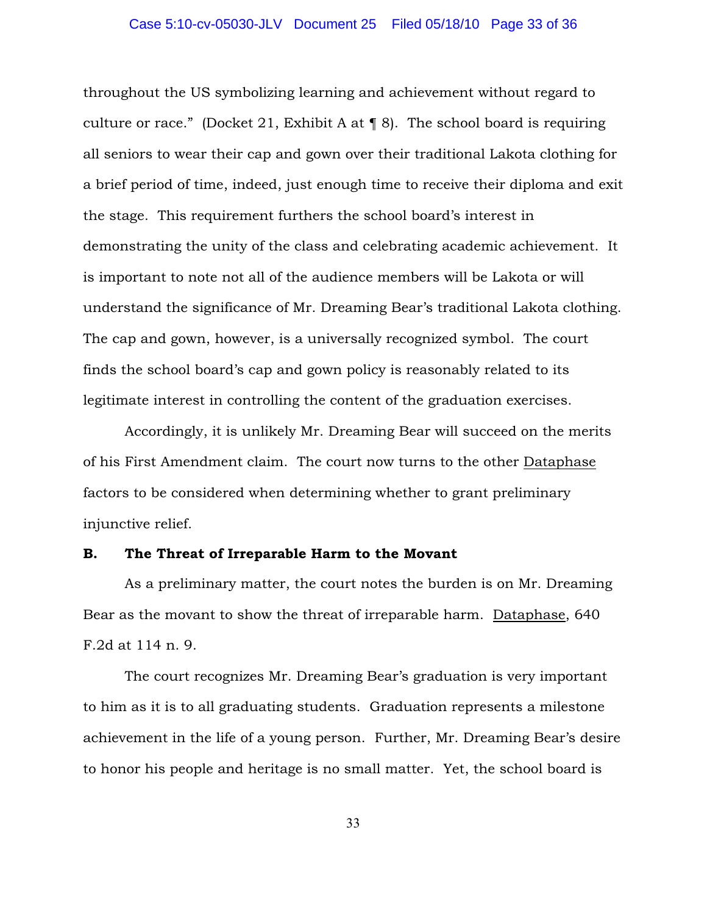throughout the US symbolizing learning and achievement without regard to culture or race." (Docket 21, Exhibit A at ¶ 8). The school board is requiring all seniors to wear their cap and gown over their traditional Lakota clothing for a brief period of time, indeed, just enough time to receive their diploma and exit the stage. This requirement furthers the school board's interest in demonstrating the unity of the class and celebrating academic achievement. It is important to note not all of the audience members will be Lakota or will understand the significance of Mr. Dreaming Bear's traditional Lakota clothing. The cap and gown, however, is a universally recognized symbol. The court finds the school board's cap and gown policy is reasonably related to its legitimate interest in controlling the content of the graduation exercises.

Accordingly, it is unlikely Mr. Dreaming Bear will succeed on the merits of his First Amendment claim. The court now turns to the other Dataphase factors to be considered when determining whether to grant preliminary injunctive relief.

**B. The Threat of Irreparable Harm to the Movant**

As a preliminary matter, the court notes the burden is on Mr. Dreaming Bear as the movant to show the threat of irreparable harm. Dataphase, 640 F.2d at 114 n. 9.

The court recognizes Mr. Dreaming Bear's graduation is very important to him as it is to all graduating students. Graduation represents a milestone achievement in the life of a young person. Further, Mr. Dreaming Bear's desire to honor his people and heritage is no small matter. Yet, the school board is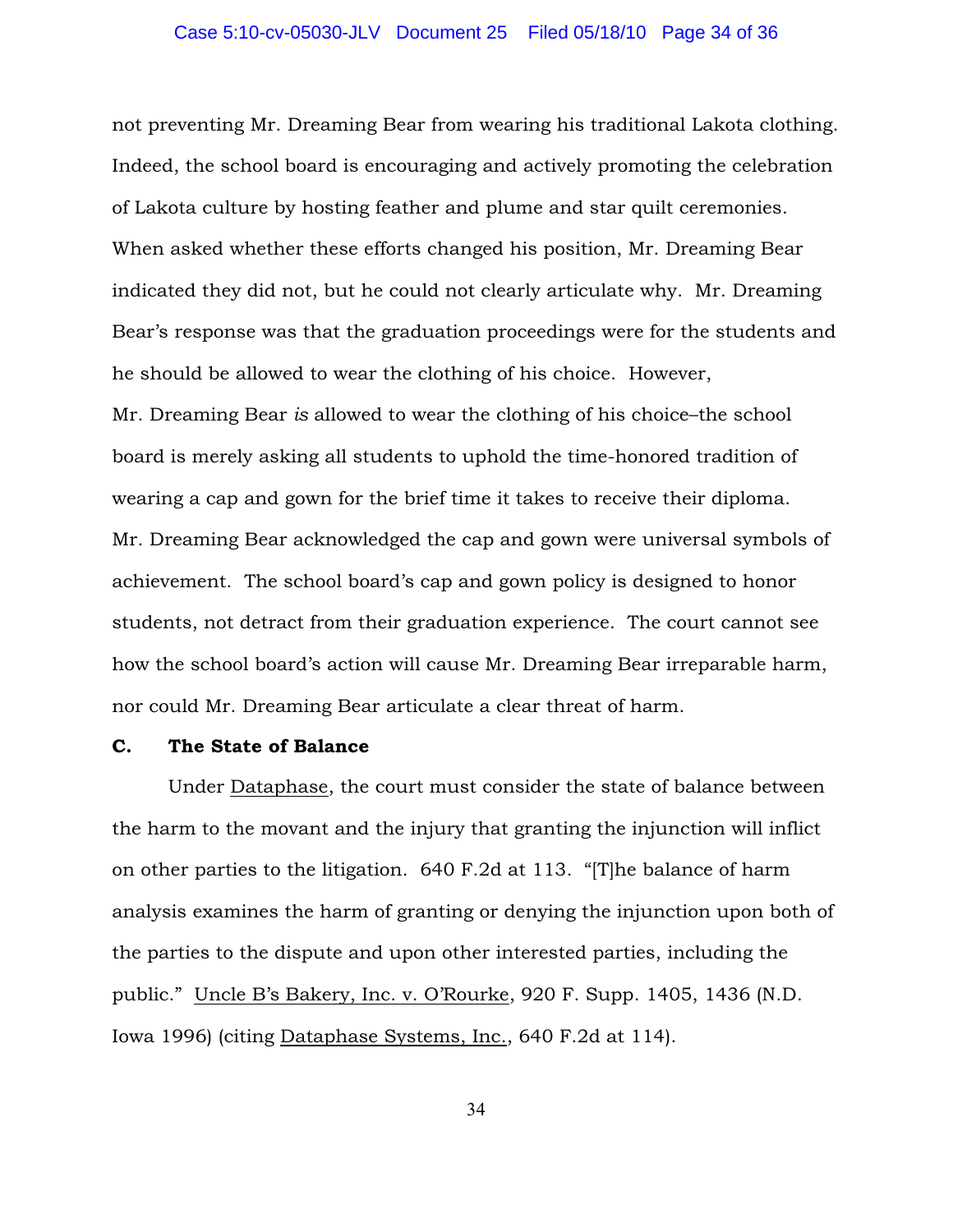not preventing Mr. Dreaming Bear from wearing his traditional Lakota clothing. Indeed, the school board is encouraging and actively promoting the celebration of Lakota culture by hosting feather and plume and star quilt ceremonies. When asked whether these efforts changed his position, Mr. Dreaming Bear indicated they did not, but he could not clearly articulate why. Mr. Dreaming Bear's response was that the graduation proceedings were for the students and he should be allowed to wear the clothing of his choice. However, Mr. Dreaming Bear *is* allowed to wear the clothing of his choice–the school board is merely asking all students to uphold the time-honored tradition of wearing a cap and gown for the brief time it takes to receive their diploma. Mr. Dreaming Bear acknowledged the cap and gown were universal symbols of achievement. The school board's cap and gown policy is designed to honor students, not detract from their graduation experience. The court cannot see how the school board's action will cause Mr. Dreaming Bear irreparable harm, nor could Mr. Dreaming Bear articulate a clear threat of harm.

**C. The State of Balance**

Under Dataphase, the court must consider the state of balance between the harm to the movant and the injury that granting the injunction will inflict on other parties to the litigation. 640 F.2d at 113. "[T]he balance of harm analysis examines the harm of granting or denying the injunction upon both of the parties to the dispute and upon other interested parties, including the public." Uncle B's Bakery, Inc. v. O'Rourke, 920 F. Supp. 1405, 1436 (N.D. Iowa 1996) (citing Dataphase Systems, Inc., 640 F.2d at 114).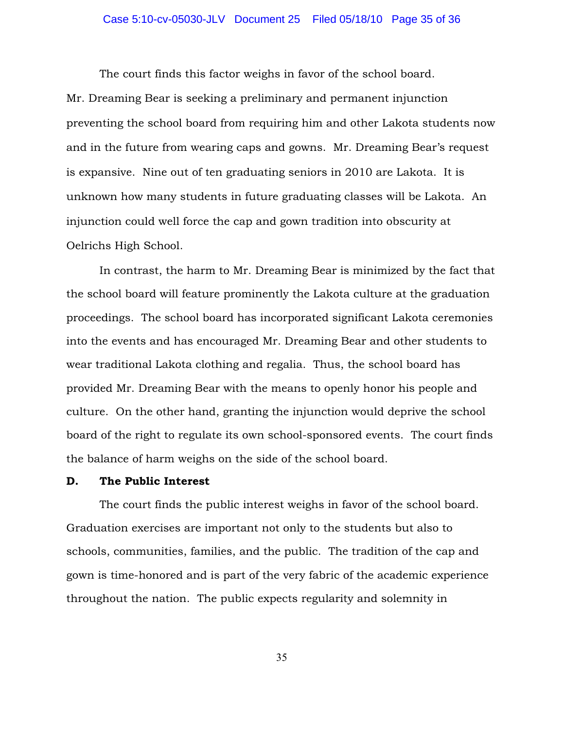The court finds this factor weighs in favor of the school board. Mr. Dreaming Bear is seeking a preliminary and permanent injunction preventing the school board from requiring him and other Lakota students now and in the future from wearing caps and gowns. Mr. Dreaming Bear's request is expansive. Nine out of ten graduating seniors in 2010 are Lakota. It is unknown how many students in future graduating classes will be Lakota. An injunction could well force the cap and gown tradition into obscurity at Oelrichs High School.

In contrast, the harm to Mr. Dreaming Bear is minimized by the fact that the school board will feature prominently the Lakota culture at the graduation proceedings. The school board has incorporated significant Lakota ceremonies into the events and has encouraged Mr. Dreaming Bear and other students to wear traditional Lakota clothing and regalia. Thus, the school board has provided Mr. Dreaming Bear with the means to openly honor his people and culture. On the other hand, granting the injunction would deprive the school board of the right to regulate its own school-sponsored events. The court finds the balance of harm weighs on the side of the school board.

**D. The Public Interest**

The court finds the public interest weighs in favor of the school board. Graduation exercises are important not only to the students but also to schools, communities, families, and the public. The tradition of the cap and gown is time-honored and is part of the very fabric of the academic experience throughout the nation. The public expects regularity and solemnity in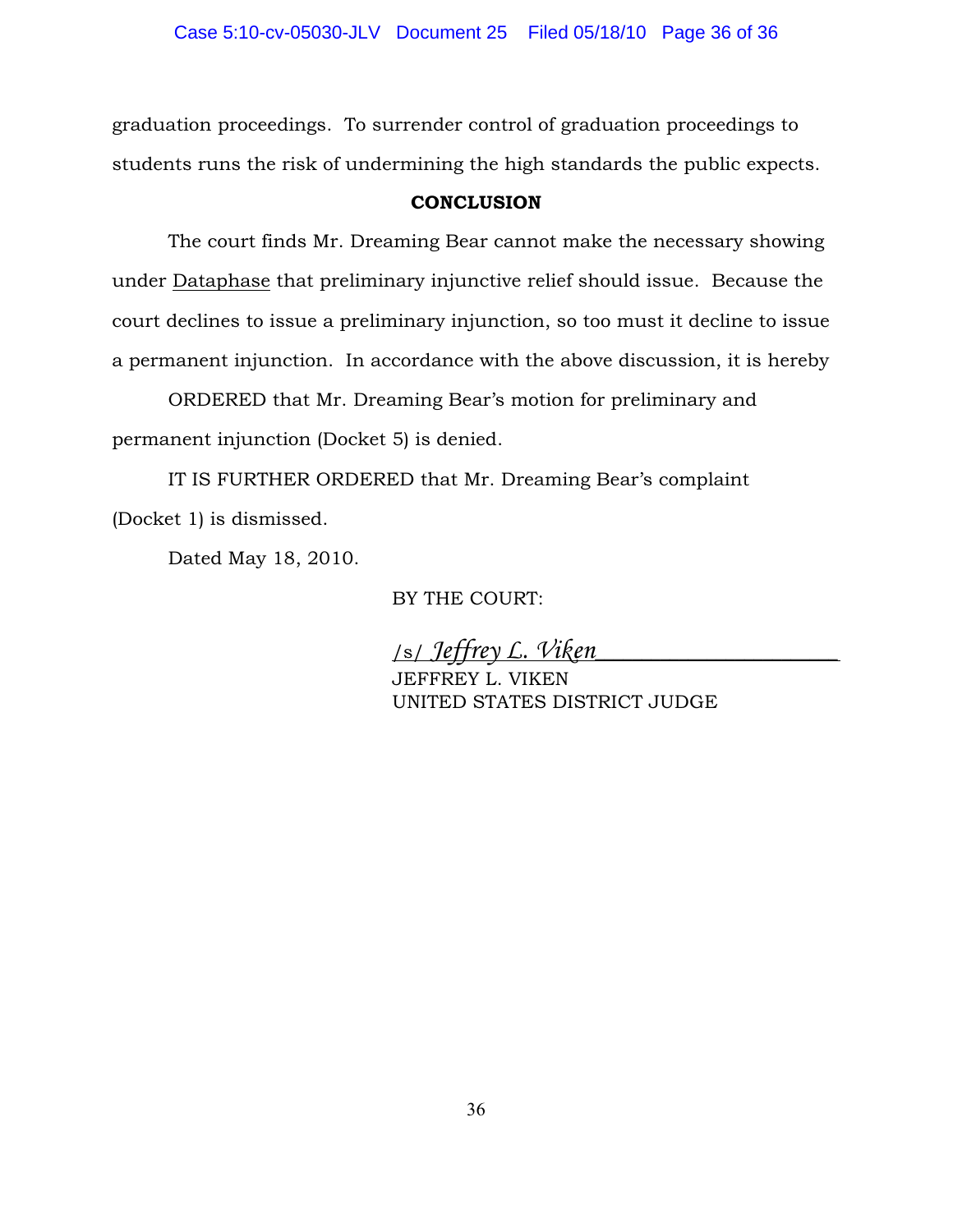graduation proceedings. To surrender control of graduation proceedings to students runs the risk of undermining the high standards the public expects.

**CONCLUSION**

The court finds Mr. Dreaming Bear cannot make the necessary showing under Dataphase that preliminary injunctive relief should issue. Because the court declines to issue a preliminary injunction, so too must it decline to issue a permanent injunction. In accordance with the above discussion, it is hereby

ORDERED that Mr. Dreaming Bear's motion for preliminary and permanent injunction (Docket 5) is denied.

IT IS FURTHER ORDERED that Mr. Dreaming Bear's complaint (Docket 1) is dismissed.

Dated May 18, 2010.

BY THE COURT:

/s/ *Jeffrey L. Viken*
JEFFREY L. VIKEN
UNITED STATES DISTRICT JUDGE